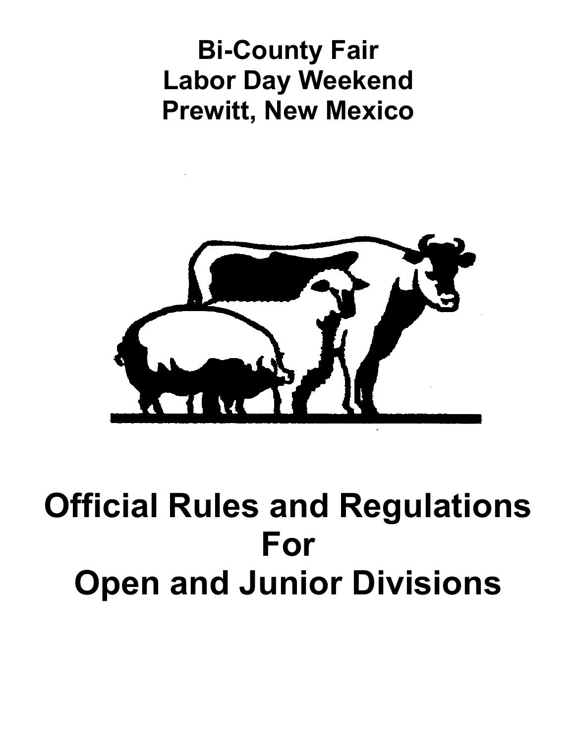# Bi-County Fair
# Labor Day Weekend
# Prewitt, New Mexico

# Official Rules and Regulations For Open and Junior Divisions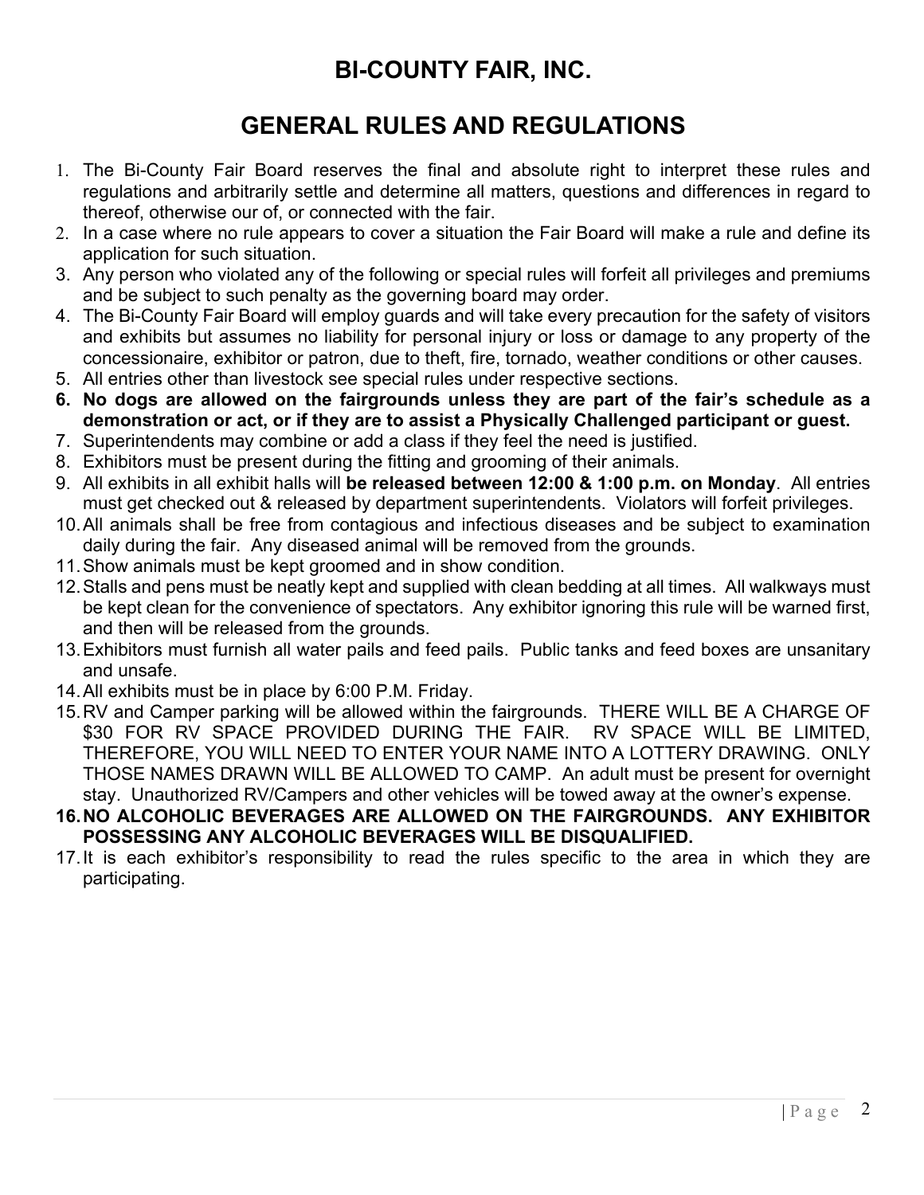# BI-COUNTY FAIR, INC.

## GENERAL RULES AND REGULATIONS

1. The Bi-County Fair Board reserves the final and absolute right to interpret these rules and regulations and arbitrarily settle and determine all matters, questions and differences in regard to thereof, otherwise our of, or connected with the fair.
2. In a case where no rule appears to cover a situation the Fair Board will make a rule and define its application for such situation.
3. Any person who violated any of the following or special rules will forfeit all privileges and premiums and be subject to such penalty as the governing board may order.
4. The Bi-County Fair Board will employ guards and will take every precaution for the safety of visitors and exhibits but assumes no liability for personal injury or loss or damage to any property of the concessionaire, exhibitor or patron, due to theft, fire, tornado, weather conditions or other causes.
5. All entries other than livestock see special rules under respective sections.
6. **No dogs are allowed on the fairgrounds unless they are part of the fair's schedule as a demonstration or act, or if they are to assist a Physically Challenged participant or guest.**
7. Superintendents may combine or add a class if they feel the need is justified.
8. Exhibitors must be present during the fitting and grooming of their animals.
9. All exhibits in all exhibit halls will **be released between 12:00 & 1:00 p.m. on Monday**. All entries must get checked out & released by department superintendents. Violators will forfeit privileges.
10. All animals shall be free from contagious and infectious diseases and be subject to examination daily during the fair. Any diseased animal will be removed from the grounds.
11. Show animals must be kept groomed and in show condition.
12. Stalls and pens must be neatly kept and supplied with clean bedding at all times. All walkways must be kept clean for the convenience of spectators. Any exhibitor ignoring this rule will be warned first, and then will be released from the grounds.
13. Exhibitors must furnish all water pails and feed pails. Public tanks and feed boxes are unsanitary and unsafe.
14. All exhibits must be in place by 6:00 P.M. Friday.
15. RV and Camper parking will be allowed within the fairgrounds. THERE WILL BE A CHARGE OF $30 FOR RV SPACE PROVIDED DURING THE FAIR. RV SPACE WILL BE LIMITED, THEREFORE, YOU WILL NEED TO ENTER YOUR NAME INTO A LOTTERY DRAWING. ONLY THOSE NAMES DRAWN WILL BE ALLOWED TO CAMP. An adult must be present for overnight stay. Unauthorized RV/Campers and other vehicles will be towed away at the owner's expense.
16. **NO ALCOHOLIC BEVERAGES ARE ALLOWED ON THE FAIRGROUNDS. ANY EXHIBITOR POSSESSING ANY ALCOHOLIC BEVERAGES WILL BE DISQUALIFIED.**
17. It is each exhibitor's responsibility to read the rules specific to the area in which they are participating.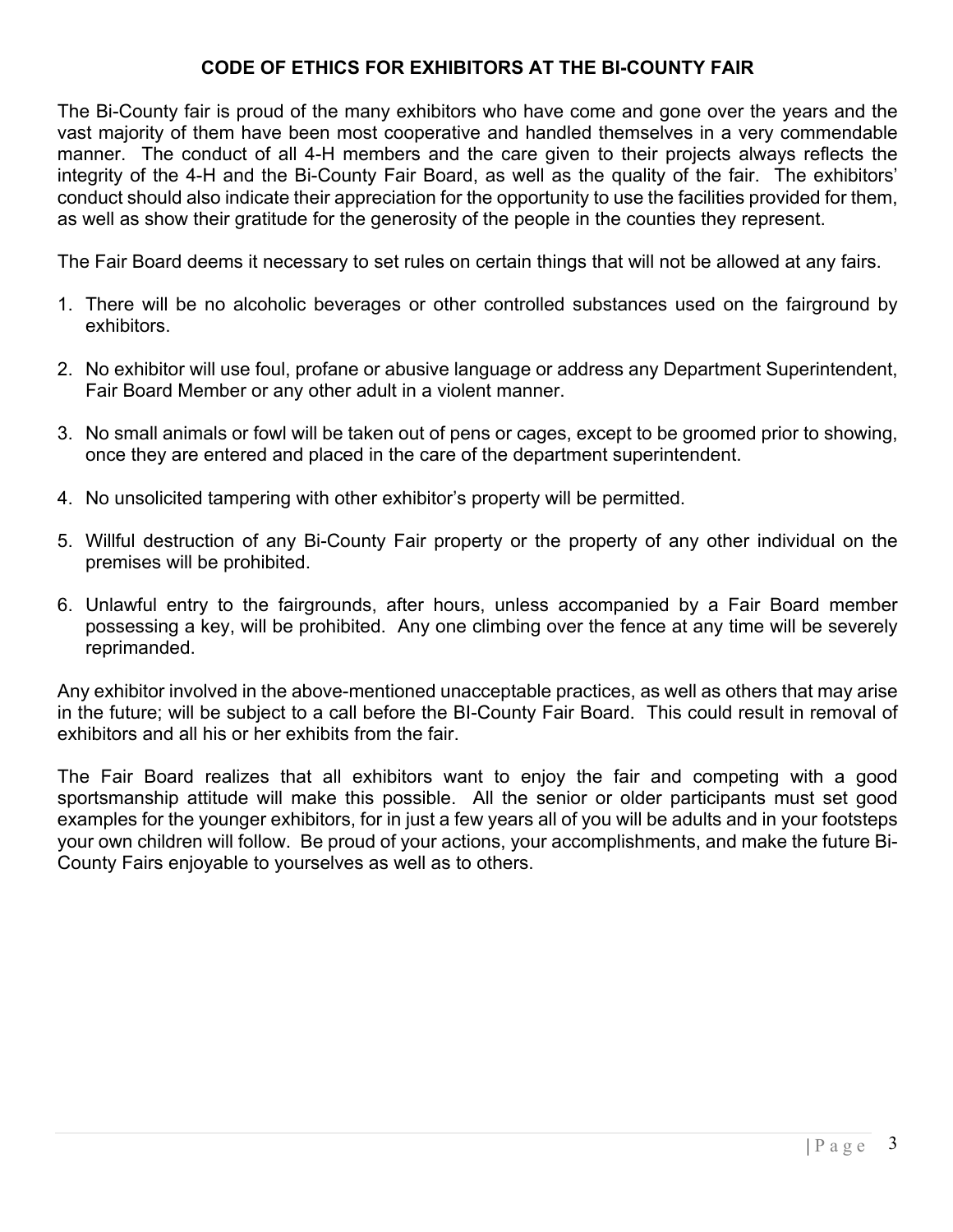## CODE OF ETHICS FOR EXHIBITORS AT THE BI-COUNTY FAIR

The Bi-County fair is proud of the many exhibitors who have come and gone over the years and the vast majority of them have been most cooperative and handled themselves in a very commendable manner. The conduct of all 4-H members and the care given to their projects always reflects the integrity of the 4-H and the Bi-County Fair Board, as well as the quality of the fair. The exhibitors' conduct should also indicate their appreciation for the opportunity to use the facilities provided for them, as well as show their gratitude for the generosity of the people in the counties they represent.

The Fair Board deems it necessary to set rules on certain things that will not be allowed at any fairs.

1. There will be no alcoholic beverages or other controlled substances used on the fairground by exhibitors.
2. No exhibitor will use foul, profane or abusive language or address any Department Superintendent, Fair Board Member or any other adult in a violent manner.
3. No small animals or fowl will be taken out of pens or cages, except to be groomed prior to showing, once they are entered and placed in the care of the department superintendent.
4. No unsolicited tampering with other exhibitor's property will be permitted.
5. Willful destruction of any Bi-County Fair property or the property of any other individual on the premises will be prohibited.
6. Unlawful entry to the fairgrounds, after hours, unless accompanied by a Fair Board member possessing a key, will be prohibited. Any one climbing over the fence at any time will be severely reprimanded.

Any exhibitor involved in the above-mentioned unacceptable practices, as well as others that may arise in the future; will be subject to a call before the BI-County Fair Board. This could result in removal of exhibitors and all his or her exhibits from the fair.

The Fair Board realizes that all exhibitors want to enjoy the fair and competing with a good sportsmanship attitude will make this possible. All the senior or older participants must set good examples for the younger exhibitors, for in just a few years all of you will be adults and in your footsteps your own children will follow. Be proud of your actions, your accomplishments, and make the future Bi-County Fairs enjoyable to yourselves as well as to others.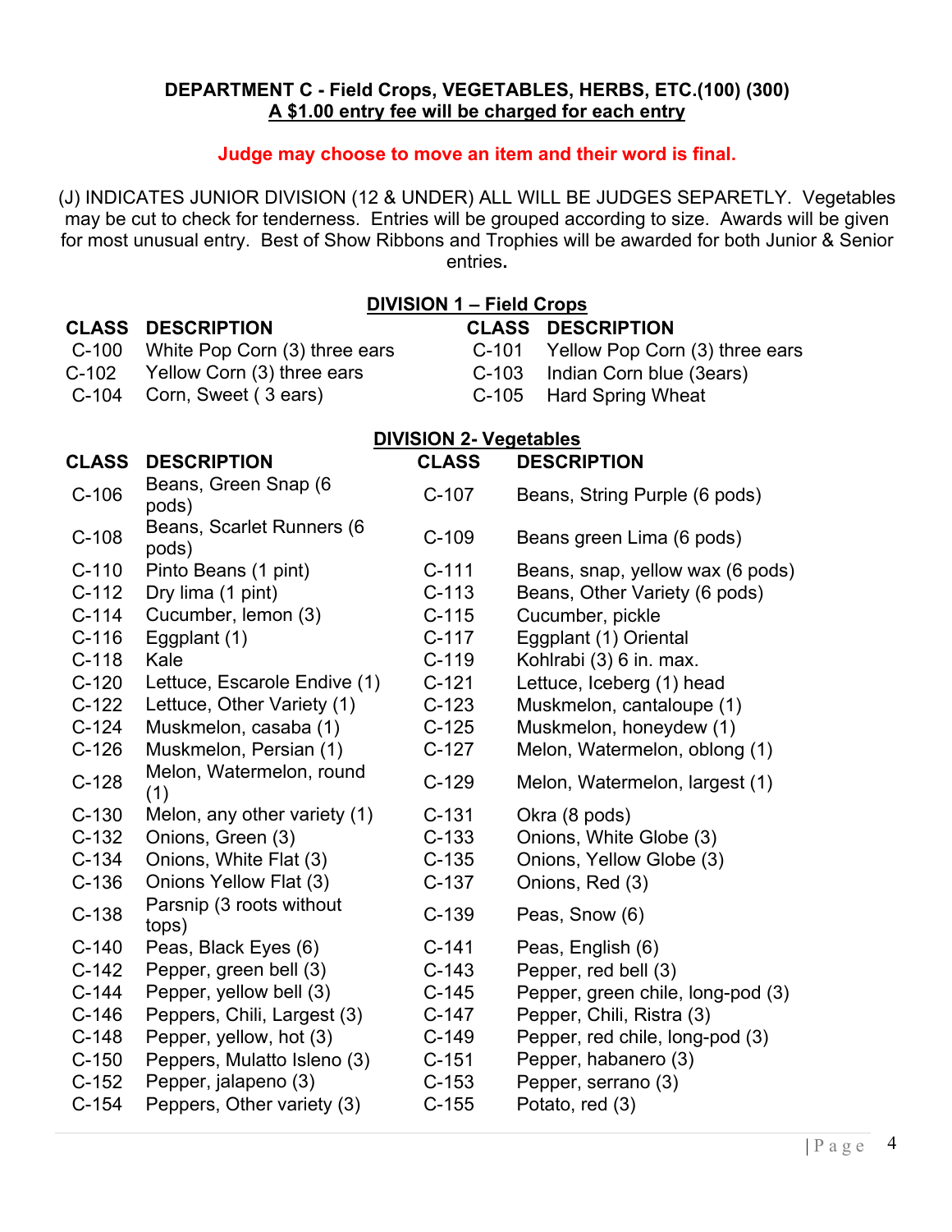**DEPARTMENT C - Field Crops, VEGETABLES, HERBS, ETC.(100) (300)**
**A $1.00 entry fee will be charged for each entry**

**Judge may choose to move an item and their word is final.**

(J) INDICATES JUNIOR DIVISION (12 & UNDER) ALL WILL BE JUDGES SEPARETLY. Vegetables may be cut to check for tenderness. Entries will be grouped according to size. Awards will be given for most unusual entry. Best of Show Ribbons and Trophies will be awarded for both Junior & Senior entries.

**DIVISION 1 – Field Crops**

| CLASS | DESCRIPTION | CLASS | DESCRIPTION |
|---|---|---|---|
| C-100 | White Pop Corn (3) three ears | C-101 | Yellow Pop Corn (3) three ears |
| C-102 | Yellow Corn (3) three ears | C-103 | Indian Corn blue (3ears) |
| C-104 | Corn, Sweet ( 3 ears) | C-105 | Hard Spring Wheat |

**DIVISION 2- Vegetables**

| CLASS | DESCRIPTION | CLASS | DESCRIPTION |
|---|---|---|---|
| C-106 | Beans, Green Snap (6 pods) | C-107 | Beans, String Purple (6 pods) |
| C-108 | Beans, Scarlet Runners (6 pods) | C-109 | Beans green Lima (6 pods) |
| C-110 | Pinto Beans (1 pint) | C-111 | Beans, snap, yellow wax (6 pods) |
| C-112 | Dry lima (1 pint) | C-113 | Beans, Other Variety (6 pods) |
| C-114 | Cucumber, lemon (3) | C-115 | Cucumber, pickle |
| C-116 | Eggplant (1) | C-117 | Eggplant (1) Oriental |
| C-118 | Kale | C-119 | Kohlrabi (3) 6 in. max. |
| C-120 | Lettuce, Escarole Endive (1) | C-121 | Lettuce, Iceberg (1) head |
| C-122 | Lettuce, Other Variety (1) | C-123 | Muskmelon, cantaloupe (1) |
| C-124 | Muskmelon, casaba (1) | C-125 | Muskmelon, honeydew (1) |
| C-126 | Muskmelon, Persian (1) | C-127 | Melon, Watermelon, oblong (1) |
| C-128 | Melon, Watermelon, round (1) | C-129 | Melon, Watermelon, largest (1) |
| C-130 | Melon, any other variety (1) | C-131 | Okra (8 pods) |
| C-132 | Onions, Green (3) | C-133 | Onions, White Globe (3) |
| C-134 | Onions, White Flat (3) | C-135 | Onions, Yellow Globe (3) |
| C-136 | Onions Yellow Flat (3) | C-137 | Onions, Red (3) |
| C-138 | Parsnip (3 roots without tops) | C-139 | Peas, Snow (6) |
| C-140 | Peas, Black Eyes (6) | C-141 | Peas, English (6) |
| C-142 | Pepper, green bell (3) | C-143 | Pepper, red bell (3) |
| C-144 | Pepper, yellow bell (3) | C-145 | Pepper, green chile, long-pod (3) |
| C-146 | Peppers, Chili, Largest (3) | C-147 | Pepper, Chili, Ristra (3) |
| C-148 | Pepper, yellow, hot (3) | C-149 | Pepper, red chile, long-pod (3) |
| C-150 | Peppers, Mulatto Isleno (3) | C-151 | Pepper, habanero (3) |
| C-152 | Pepper, jalapeno (3) | C-153 | Pepper, serrano (3) |
| C-154 | Peppers, Other variety (3) | C-155 | Potato, red (3) |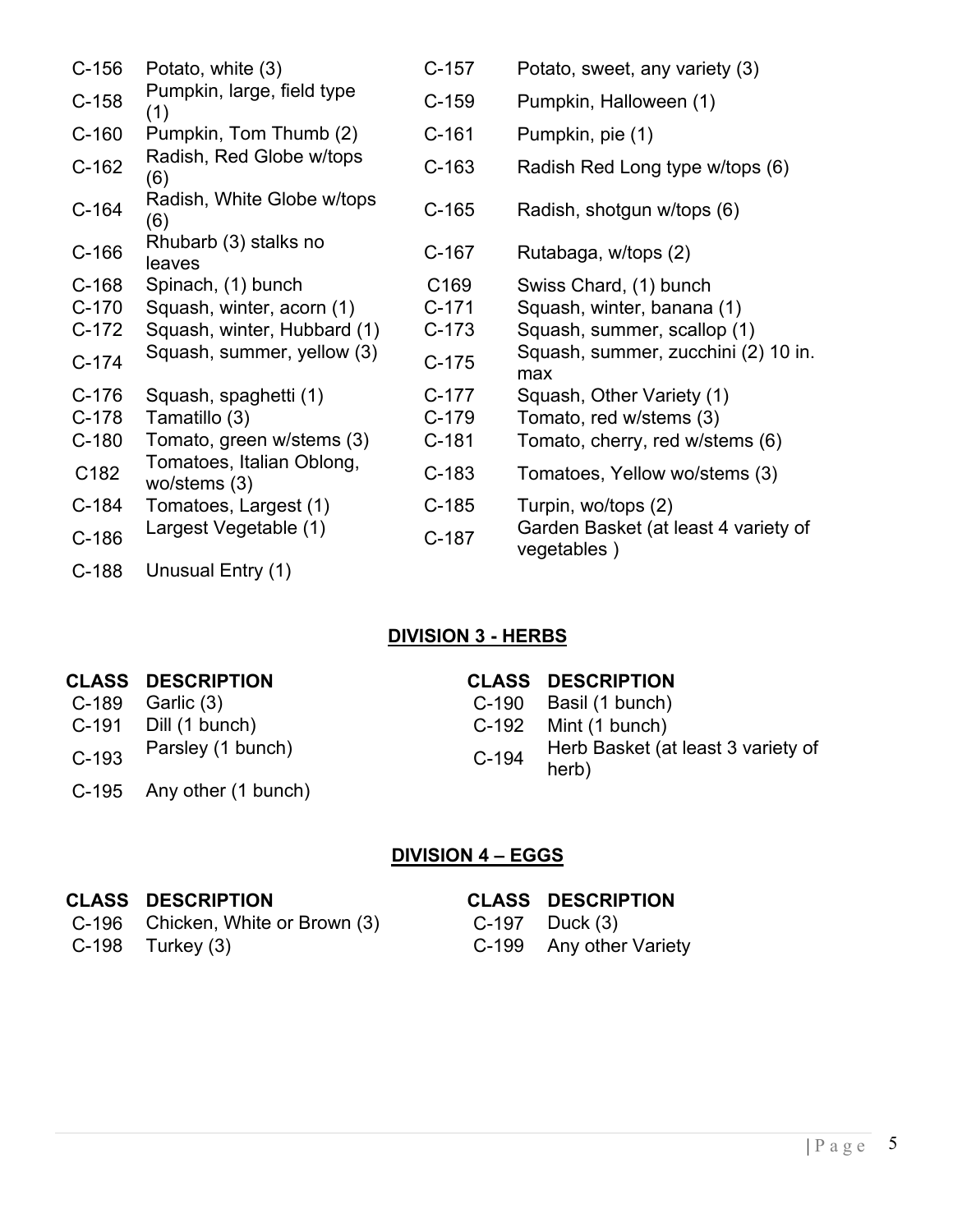| | | | |
|---|---|---|---|
| C-156 | Potato, white (3) | C-157 | Potato, sweet, any variety (3) |
| C-158 | Pumpkin, large, field type (1) | C-159 | Pumpkin, Halloween (1) |
| C-160 | Pumpkin, Tom Thumb (2) | C-161 | Pumpkin, pie (1) |
| C-162 | Radish, Red Globe w/tops (6) | C-163 | Radish Red Long type w/tops (6) |
| C-164 | Radish, White Globe w/tops (6) | C-165 | Radish, shotgun w/tops (6) |
| C-166 | Rhubarb (3) stalks no leaves | C-167 | Rutabaga, w/tops (2) |
| C-168 | Spinach, (1) bunch | C169 | Swiss Chard, (1) bunch |
| C-170 | Squash, winter, acorn (1) | C-171 | Squash, winter, banana (1) |
| C-172 | Squash, winter, Hubbard (1) | C-173 | Squash, summer, scallop (1) |
| C-174 | Squash, summer, yellow (3) | C-175 | Squash, summer, zucchini (2) 10 in. max |
| C-176 | Squash, spaghetti (1) | C-177 | Squash, Other Variety (1) |
| C-178 | Tamatillo (3) | C-179 | Tomato, red w/stems (3) |
| C-180 | Tomato, green w/stems (3) | C-181 | Tomato, cherry, red w/stems (6) |
| C182 | Tomatoes, Italian Oblong, wo/stems (3) | C-183 | Tomatoes, Yellow wo/stems (3) |
| C-184 | Tomatoes, Largest (1) | C-185 | Turpin, wo/tops (2) |
| C-186 | Largest Vegetable (1) | C-187 | Garden Basket (at least 4 variety of vegetables ) |
| C-188 | Unusual Entry (1) | | |

## DIVISION 3 - HERBS

| CLASS | DESCRIPTION | CLASS | DESCRIPTION |
|---|---|---|---|
| C-189 | Garlic (3) | C-190 | Basil (1 bunch) |
| C-191 | Dill (1 bunch) | C-192 | Mint (1 bunch) |
| C-193 | Parsley (1 bunch) | C-194 | Herb Basket (at least 3 variety of herb) |
| C-195 | Any other (1 bunch) | | |

## DIVISION 4 – EGGS

| CLASS | DESCRIPTION | CLASS | DESCRIPTION |
|---|---|---|---|
| C-196 | Chicken, White or Brown (3) | C-197 | Duck (3) |
| C-198 | Turkey (3) | C-199 | Any other Variety |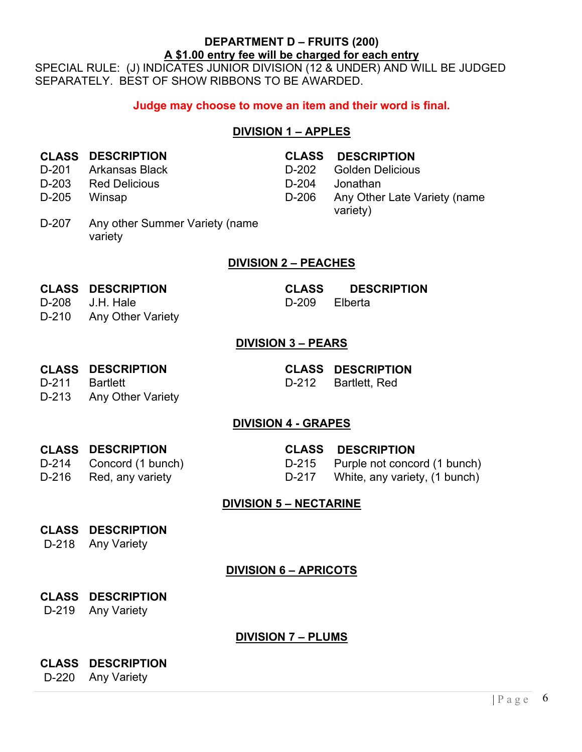# DEPARTMENT D – FRUITS (200)

**A $1.00 entry fee will be charged for each entry**

SPECIAL RULE: (J) INDICATES JUNIOR DIVISION (12 & UNDER) AND WILL BE JUDGED SEPARATELY. BEST OF SHOW RIBBONS TO BE AWARDED.

**Judge may choose to move an item and their word is final.**

## DIVISION 1 – APPLES

| CLASS | DESCRIPTION | CLASS | DESCRIPTION |
|---|---|---|---|
| D-201 | Arkansas Black | D-202 | Golden Delicious |
| D-203 | Red Delicious | D-204 | Jonathan |
| D-205 | Winsap | D-206 | Any Other Late Variety (name variety) |
| D-207 | Any other Summer Variety (name variety | | |

## DIVISION 2 – PEACHES

| CLASS | DESCRIPTION | CLASS | DESCRIPTION |
|---|---|---|---|
| D-208 | J.H. Hale | D-209 | Elberta |
| D-210 | Any Other Variety | | |

## DIVISION 3 – PEARS

| CLASS | DESCRIPTION | CLASS | DESCRIPTION |
|---|---|---|---|
| D-211 | Bartlett | D-212 | Bartlett, Red |
| D-213 | Any Other Variety | | |

## DIVISION 4 - GRAPES

| CLASS | DESCRIPTION | CLASS | DESCRIPTION |
|---|---|---|---|
| D-214 | Concord (1 bunch) | D-215 | Purple not concord (1 bunch) |
| D-216 | Red, any variety | D-217 | White, any variety, (1 bunch) |

## DIVISION 5 – NECTARINE

| CLASS | DESCRIPTION |
|---|---|
| D-218 | Any Variety |

## DIVISION 6 – APRICOTS

| CLASS | DESCRIPTION |
|---|---|
| D-219 | Any Variety |

## DIVISION 7 – PLUMS

| CLASS | DESCRIPTION |
|---|---|
| D-220 | Any Variety |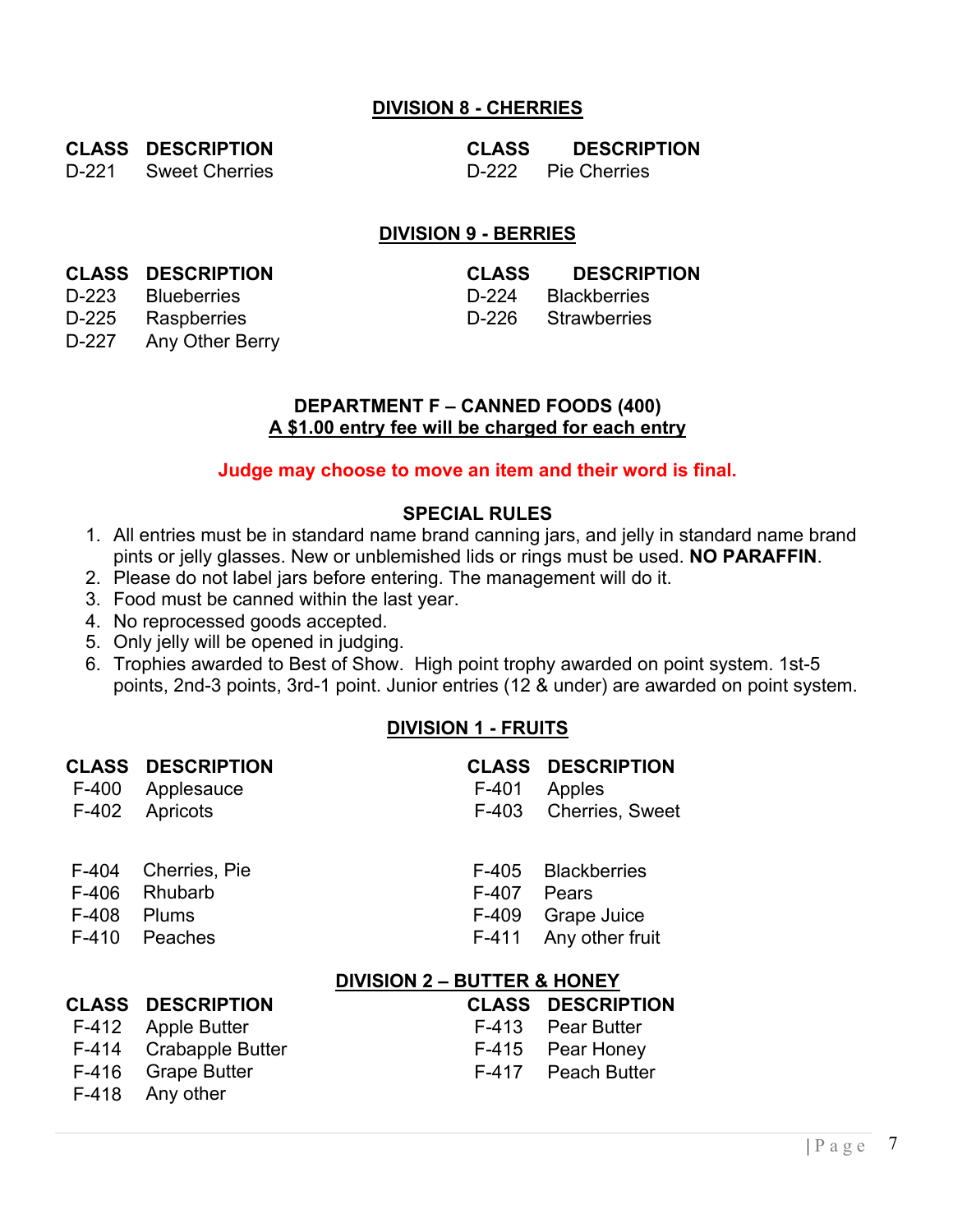## DIVISION 8 - CHERRIES

| CLASS | DESCRIPTION | CLASS | DESCRIPTION |
|---|---|---|---|
| D-221 | Sweet Cherries | D-222 | Pie Cherries |

## DIVISION 9 - BERRIES

| CLASS | DESCRIPTION | CLASS | DESCRIPTION |
|---|---|---|---|
| D-223 | Blueberries | D-224 | Blackberries |
| D-225 | Raspberries | D-226 | Strawberries |
| D-227 | Any Other Berry | | |

# DEPARTMENT F – CANNED FOODS (400)

**A $1.00 entry fee will be charged for each entry**

**Judge may choose to move an item and their word is final.**

## SPECIAL RULES

1. All entries must be in standard name brand canning jars, and jelly in standard name brand pints or jelly glasses. New or unblemished lids or rings must be used. **NO PARAFFIN**.
2. Please do not label jars before entering. The management will do it.
3. Food must be canned within the last year.
4. No reprocessed goods accepted.
5. Only jelly will be opened in judging.
6. Trophies awarded to Best of Show. High point trophy awarded on point system. 1st-5 points, 2nd-3 points, 3rd-1 point. Junior entries (12 & under) are awarded on point system.

## DIVISION 1 - FRUITS

| CLASS | DESCRIPTION | CLASS | DESCRIPTION |
|---|---|---|---|
| F-400 | Applesauce | F-401 | Apples |
| F-402 | Apricots | F-403 | Cherries, Sweet |
| F-404 | Cherries, Pie | F-405 | Blackberries |
| F-406 | Rhubarb | F-407 | Pears |
| F-408 | Plums | F-409 | Grape Juice |
| F-410 | Peaches | F-411 | Any other fruit |

## DIVISION 2 – BUTTER & HONEY

| CLASS | DESCRIPTION | CLASS | DESCRIPTION |
|---|---|---|---|
| F-412 | Apple Butter | F-413 | Pear Butter |
| F-414 | Crabapple Butter | F-415 | Pear Honey |
| F-416 | Grape Butter | F-417 | Peach Butter |
| F-418 | Any other | | |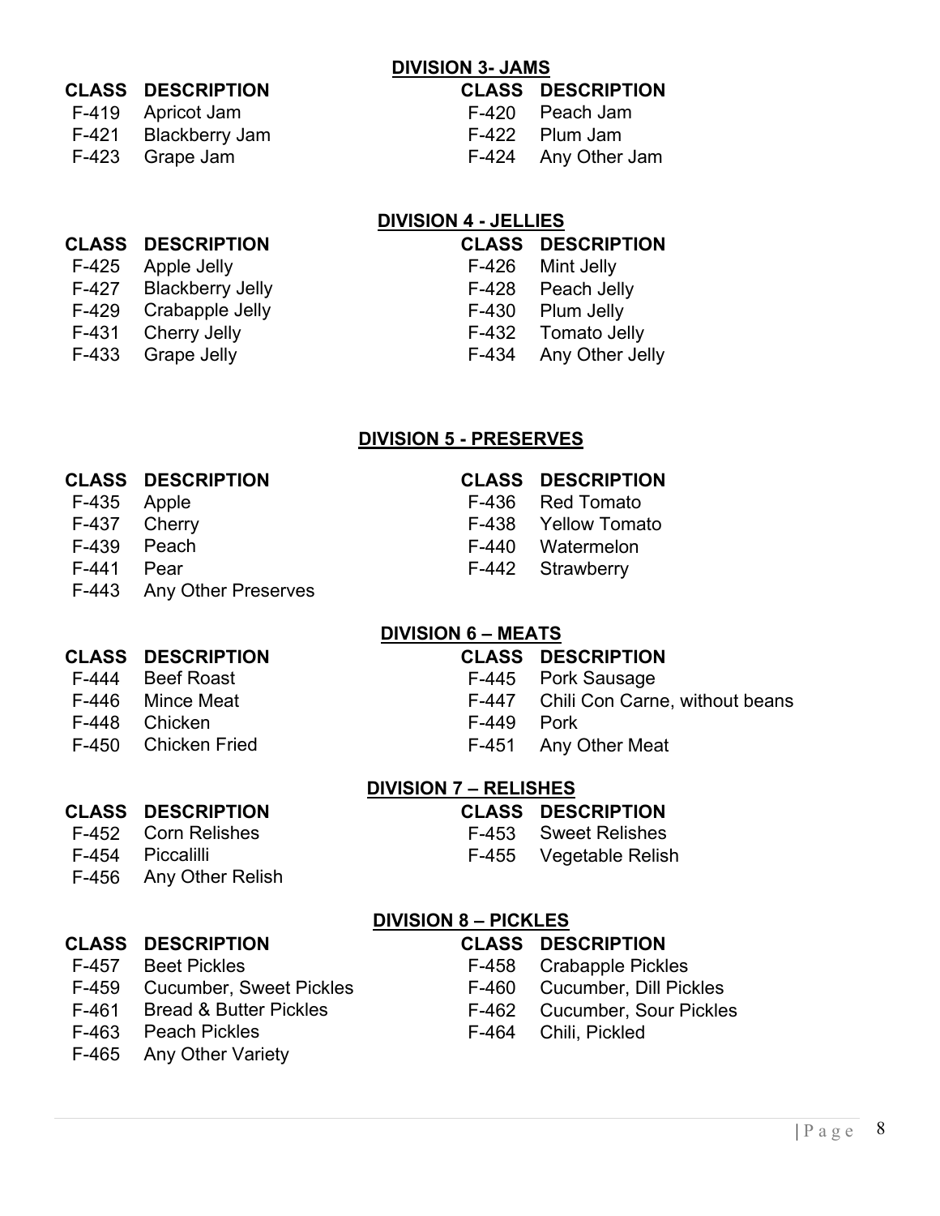## DIVISION 3- JAMS

| CLASS | DESCRIPTION | CLASS | DESCRIPTION |
|---|---|---|---|
| F-419 | Apricot Jam | F-420 | Peach Jam |
| F-421 | Blackberry Jam | F-422 | Plum Jam |
| F-423 | Grape Jam | F-424 | Any Other Jam |

## DIVISION 4 - JELLIES

| CLASS | DESCRIPTION | CLASS | DESCRIPTION |
|---|---|---|---|
| F-425 | Apple Jelly | F-426 | Mint Jelly |
| F-427 | Blackberry Jelly | F-428 | Peach Jelly |
| F-429 | Crabapple Jelly | F-430 | Plum Jelly |
| F-431 | Cherry Jelly | F-432 | Tomato Jelly |
| F-433 | Grape Jelly | F-434 | Any Other Jelly |

## DIVISION 5 - PRESERVES

| CLASS | DESCRIPTION | CLASS | DESCRIPTION |
|---|---|---|---|
| F-435 | Apple | F-436 | Red Tomato |
| F-437 | Cherry | F-438 | Yellow Tomato |
| F-439 | Peach | F-440 | Watermelon |
| F-441 | Pear | F-442 | Strawberry |
| F-443 | Any Other Preserves | | |

## DIVISION 6 – MEATS

| CLASS | DESCRIPTION | CLASS | DESCRIPTION |
|---|---|---|---|
| F-444 | Beef Roast | F-445 | Pork Sausage |
| F-446 | Mince Meat | F-447 | Chili Con Carne, without beans |
| F-448 | Chicken | F-449 | Pork |
| F-450 | Chicken Fried | F-451 | Any Other Meat |

## DIVISION 7 – RELISHES

| CLASS | DESCRIPTION | CLASS | DESCRIPTION |
|---|---|---|---|
| F-452 | Corn Relishes | F-453 | Sweet Relishes |
| F-454 | Piccalilli | F-455 | Vegetable Relish |
| F-456 | Any Other Relish | | |

## DIVISION 8 – PICKLES

| CLASS | DESCRIPTION | CLASS | DESCRIPTION |
|---|---|---|---|
| F-457 | Beet Pickles | F-458 | Crabapple Pickles |
| F-459 | Cucumber, Sweet Pickles | F-460 | Cucumber, Dill Pickles |
| F-461 | Bread & Butter Pickles | F-462 | Cucumber, Sour Pickles |
| F-463 | Peach Pickles | F-464 | Chili, Pickled |
| F-465 | Any Other Variety | | |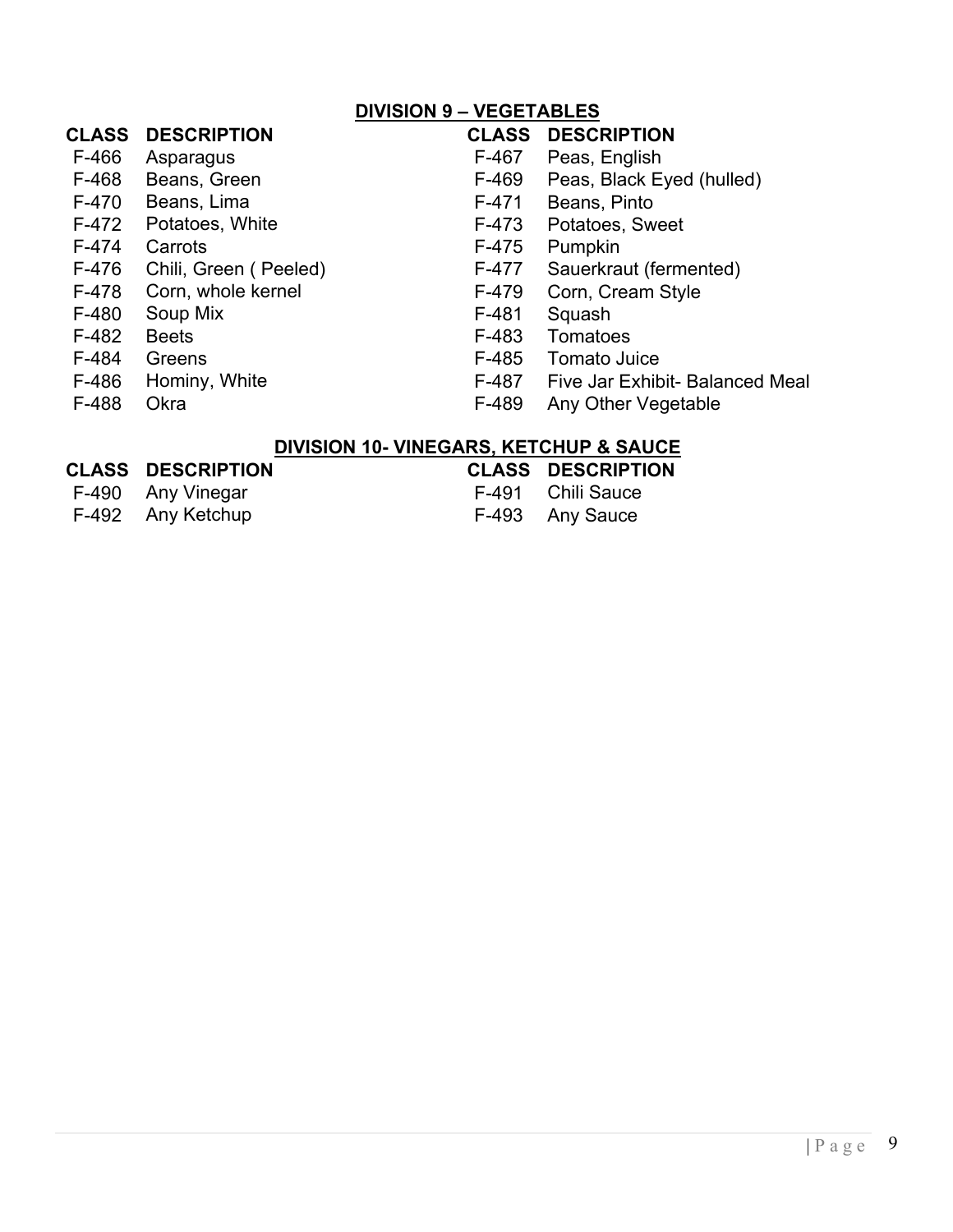## DIVISION 9 – VEGETABLES

| CLASS | DESCRIPTION | CLASS | DESCRIPTION |
|---|---|---|---|
| F-466 | Asparagus | F-467 | Peas, English |
| F-468 | Beans, Green | F-469 | Peas, Black Eyed (hulled) |
| F-470 | Beans, Lima | F-471 | Beans, Pinto |
| F-472 | Potatoes, White | F-473 | Potatoes, Sweet |
| F-474 | Carrots | F-475 | Pumpkin |
| F-476 | Chili, Green ( Peeled) | F-477 | Sauerkraut (fermented) |
| F-478 | Corn, whole kernel | F-479 | Corn, Cream Style |
| F-480 | Soup Mix | F-481 | Squash |
| F-482 | Beets | F-483 | Tomatoes |
| F-484 | Greens | F-485 | Tomato Juice |
| F-486 | Hominy, White | F-487 | Five Jar Exhibit- Balanced Meal |
| F-488 | Okra | F-489 | Any Other Vegetable |

## DIVISION 10- VINEGARS, KETCHUP & SAUCE

| CLASS | DESCRIPTION | CLASS | DESCRIPTION |
|---|---|---|---|
| F-490 | Any Vinegar | F-491 | Chili Sauce |
| F-492 | Any Ketchup | F-493 | Any Sauce |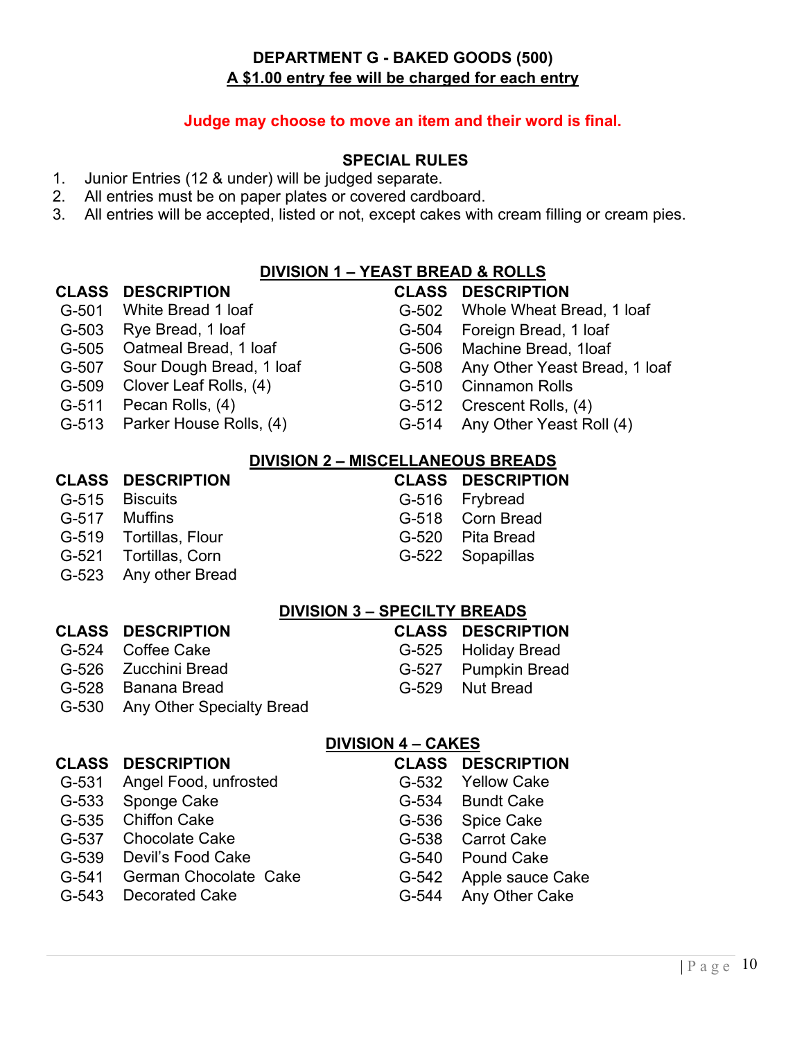## DEPARTMENT G - BAKED GOODS (500)

**A $1.00 entry fee will be charged for each entry**

**Judge may choose to move an item and their word is final.**

### SPECIAL RULES

1. Junior Entries (12 & under) will be judged separate.
2. All entries must be on paper plates or covered cardboard.
3. All entries will be accepted, listed or not, except cakes with cream filling or cream pies.

### DIVISION 1 – YEAST BREAD & ROLLS

| CLASS | DESCRIPTION | CLASS | DESCRIPTION |
|---|---|---|---|
| G-501 | White Bread 1 loaf | G-502 | Whole Wheat Bread, 1 loaf |
| G-503 | Rye Bread, 1 loaf | G-504 | Foreign Bread, 1 loaf |
| G-505 | Oatmeal Bread, 1 loaf | G-506 | Machine Bread, 1loaf |
| G-507 | Sour Dough Bread, 1 loaf | G-508 | Any Other Yeast Bread, 1 loaf |
| G-509 | Clover Leaf Rolls, (4) | G-510 | Cinnamon Rolls |
| G-511 | Pecan Rolls, (4) | G-512 | Crescent Rolls, (4) |
| G-513 | Parker House Rolls, (4) | G-514 | Any Other Yeast Roll (4) |

### DIVISION 2 – MISCELLANEOUS BREADS

| CLASS | DESCRIPTION | CLASS | DESCRIPTION |
|---|---|---|---|
| G-515 | Biscuits | G-516 | Frybread |
| G-517 | Muffins | G-518 | Corn Bread |
| G-519 | Tortillas, Flour | G-520 | Pita Bread |
| G-521 | Tortillas, Corn | G-522 | Sopapillas |
| G-523 | Any other Bread | | |

### DIVISION 3 – SPECILTY BREADS

| CLASS | DESCRIPTION | CLASS | DESCRIPTION |
|---|---|---|---|
| G-524 | Coffee Cake | G-525 | Holiday Bread |
| G-526 | Zucchini Bread | G-527 | Pumpkin Bread |
| G-528 | Banana Bread | G-529 | Nut Bread |
| G-530 | Any Other Specialty Bread | | |

### DIVISION 4 – CAKES

| CLASS | DESCRIPTION | CLASS | DESCRIPTION |
|---|---|---|---|
| G-531 | Angel Food, unfrosted | G-532 | Yellow Cake |
| G-533 | Sponge Cake | G-534 | Bundt Cake |
| G-535 | Chiffon Cake | G-536 | Spice Cake |
| G-537 | Chocolate Cake | G-538 | Carrot Cake |
| G-539 | Devil's Food Cake | G-540 | Pound Cake |
| G-541 | German Chocolate Cake | G-542 | Apple sauce Cake |
| G-543 | Decorated Cake | G-544 | Any Other Cake |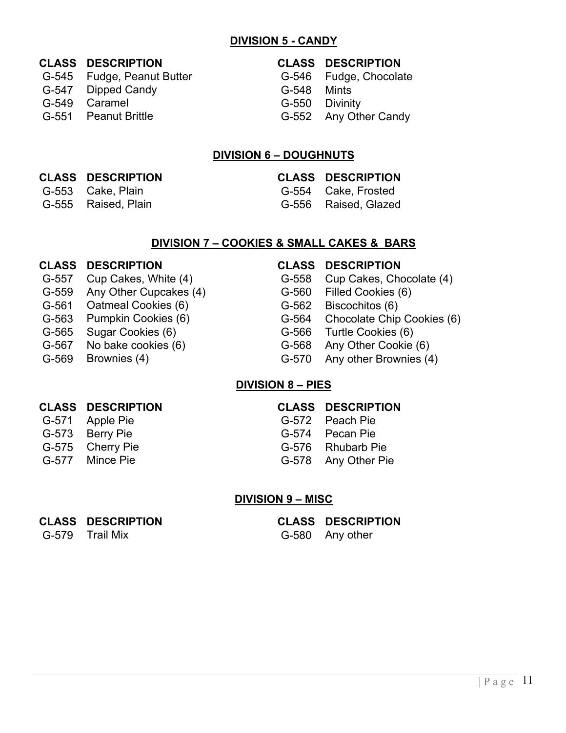## DIVISION 5 - CANDY

| CLASS | DESCRIPTION | CLASS | DESCRIPTION |
|---|---|---|---|
| G-545 | Fudge, Peanut Butter | G-546 | Fudge, Chocolate |
| G-547 | Dipped Candy | G-548 | Mints |
| G-549 | Caramel | G-550 | Divinity |
| G-551 | Peanut Brittle | G-552 | Any Other Candy |

## DIVISION 6 – DOUGHNUTS

| CLASS | DESCRIPTION | CLASS | DESCRIPTION |
|---|---|---|---|
| G-553 | Cake, Plain | G-554 | Cake, Frosted |
| G-555 | Raised, Plain | G-556 | Raised, Glazed |

## DIVISION 7 – COOKIES & SMALL CAKES & BARS

| CLASS | DESCRIPTION | CLASS | DESCRIPTION |
|---|---|---|---|
| G-557 | Cup Cakes, White (4) | G-558 | Cup Cakes, Chocolate (4) |
| G-559 | Any Other Cupcakes (4) | G-560 | Filled Cookies (6) |
| G-561 | Oatmeal Cookies (6) | G-562 | Biscochitos (6) |
| G-563 | Pumpkin Cookies (6) | G-564 | Chocolate Chip Cookies (6) |
| G-565 | Sugar Cookies (6) | G-566 | Turtle Cookies (6) |
| G-567 | No bake cookies (6) | G-568 | Any Other Cookie (6) |
| G-569 | Brownies (4) | G-570 | Any other Brownies (4) |

## DIVISION 8 – PIES

| CLASS | DESCRIPTION | CLASS | DESCRIPTION |
|---|---|---|---|
| G-571 | Apple Pie | G-572 | Peach Pie |
| G-573 | Berry Pie | G-574 | Pecan Pie |
| G-575 | Cherry Pie | G-576 | Rhubarb Pie |
| G-577 | Mince Pie | G-578 | Any Other Pie |

## DIVISION 9 – MISC

| CLASS | DESCRIPTION | CLASS | DESCRIPTION |
|---|---|---|---|
| G-579 | Trail Mix | G-580 | Any other |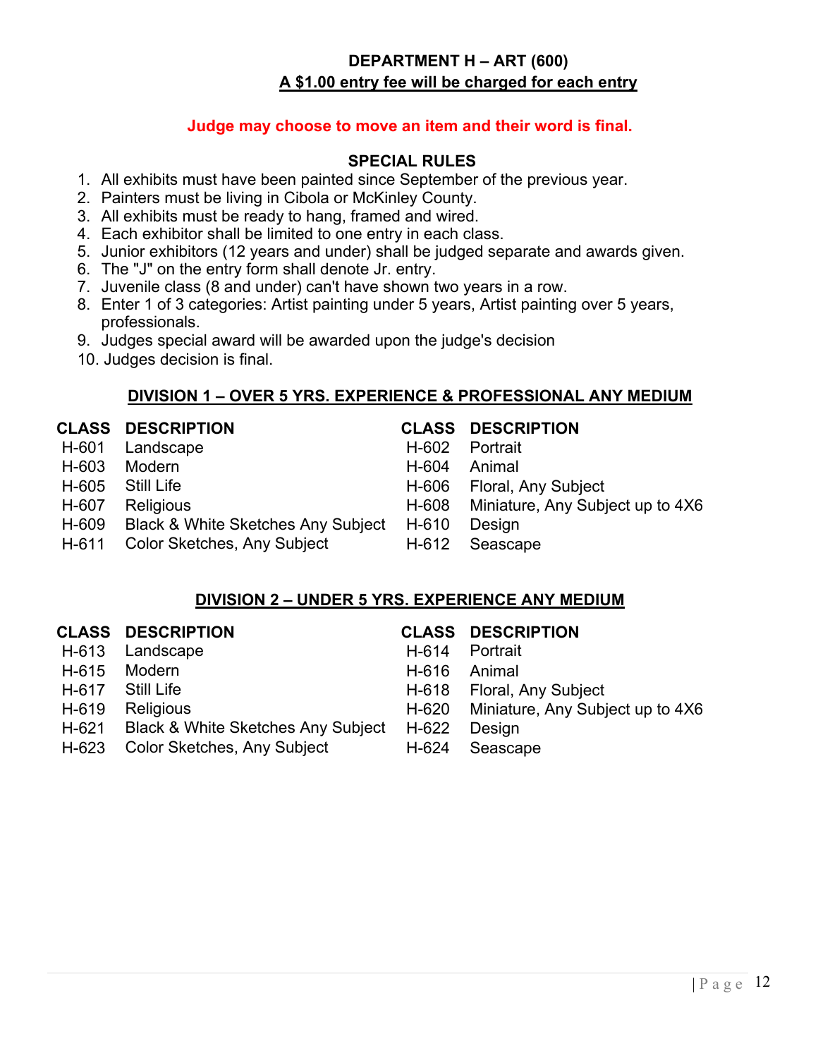# DEPARTMENT H – ART (600)

**A $1.00 entry fee will be charged for each entry**

**Judge may choose to move an item and their word is final.**

## SPECIAL RULES

1. All exhibits must have been painted since September of the previous year.
2. Painters must be living in Cibola or McKinley County.
3. All exhibits must be ready to hang, framed and wired.
4. Each exhibitor shall be limited to one entry in each class.
5. Junior exhibitors (12 years and under) shall be judged separate and awards given.
6. The "J" on the entry form shall denote Jr. entry.
7. Juvenile class (8 and under) can't have shown two years in a row.
8. Enter 1 of 3 categories: Artist painting under 5 years, Artist painting over 5 years, professionals.
9. Judges special award will be awarded upon the judge's decision
10. Judges decision is final.

## DIVISION 1 – OVER 5 YRS. EXPERIENCE & PROFESSIONAL ANY MEDIUM

| CLASS | DESCRIPTION | CLASS | DESCRIPTION |
|---|---|---|---|
| H-601 | Landscape | H-602 | Portrait |
| H-603 | Modern | H-604 | Animal |
| H-605 | Still Life | H-606 | Floral, Any Subject |
| H-607 | Religious | H-608 | Miniature, Any Subject up to 4X6 |
| H-609 | Black & White Sketches Any Subject | H-610 | Design |
| H-611 | Color Sketches, Any Subject | H-612 | Seascape |

## DIVISION 2 – UNDER 5 YRS. EXPERIENCE ANY MEDIUM

| CLASS | DESCRIPTION | CLASS | DESCRIPTION |
|---|---|---|---|
| H-613 | Landscape | H-614 | Portrait |
| H-615 | Modern | H-616 | Animal |
| H-617 | Still Life | H-618 | Floral, Any Subject |
| H-619 | Religious | H-620 | Miniature, Any Subject up to 4X6 |
| H-621 | Black & White Sketches Any Subject | H-622 | Design |
| H-623 | Color Sketches, Any Subject | H-624 | Seascape |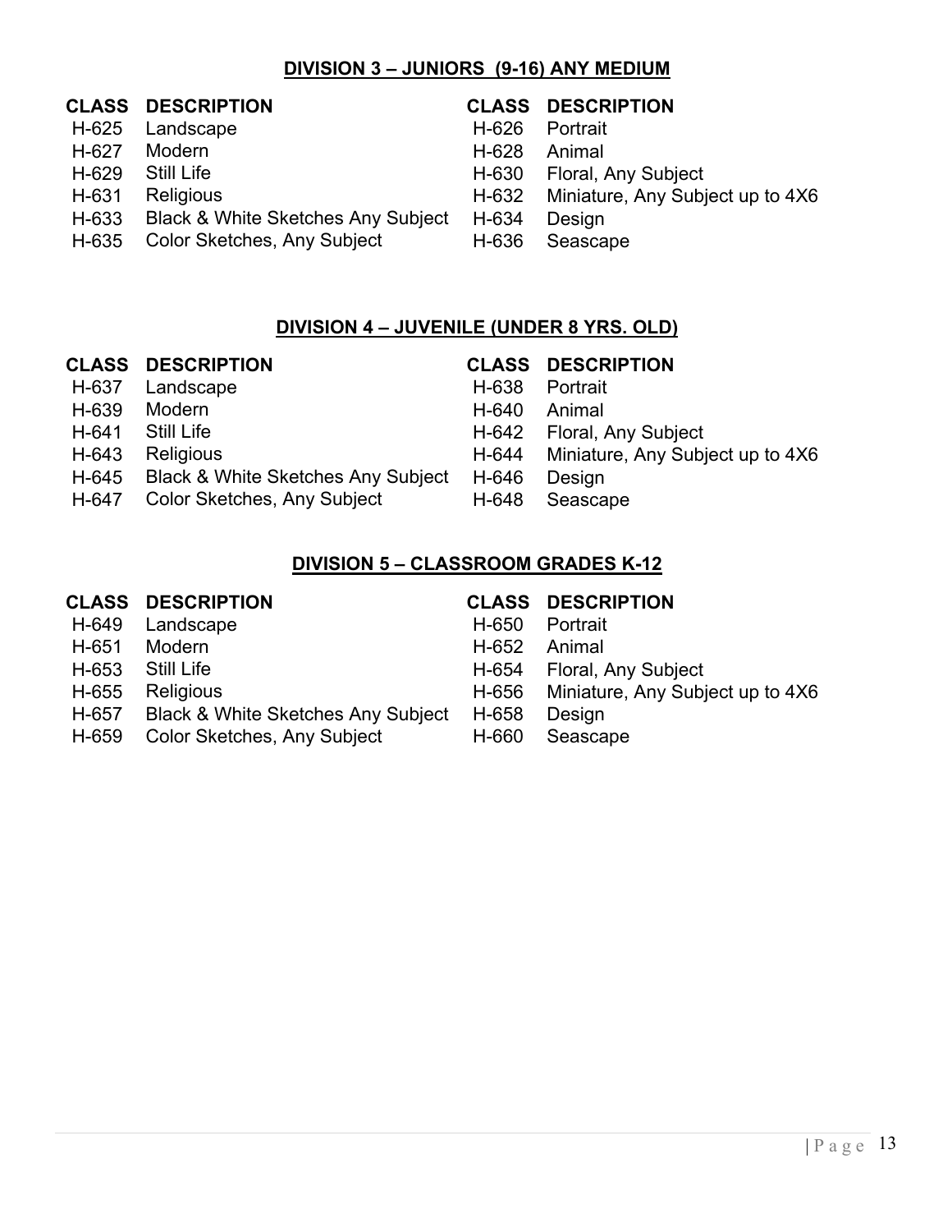## DIVISION 3 – JUNIORS (9-16) ANY MEDIUM

| CLASS | DESCRIPTION | CLASS | DESCRIPTION |
|---|---|---|---|
| H-625 | Landscape | H-626 | Portrait |
| H-627 | Modern | H-628 | Animal |
| H-629 | Still Life | H-630 | Floral, Any Subject |
| H-631 | Religious | H-632 | Miniature, Any Subject up to 4X6 |
| H-633 | Black & White Sketches Any Subject | H-634 | Design |
| H-635 | Color Sketches, Any Subject | H-636 | Seascape |

## DIVISION 4 – JUVENILE (UNDER 8 YRS. OLD)

| CLASS | DESCRIPTION | CLASS | DESCRIPTION |
|---|---|---|---|
| H-637 | Landscape | H-638 | Portrait |
| H-639 | Modern | H-640 | Animal |
| H-641 | Still Life | H-642 | Floral, Any Subject |
| H-643 | Religious | H-644 | Miniature, Any Subject up to 4X6 |
| H-645 | Black & White Sketches Any Subject | H-646 | Design |
| H-647 | Color Sketches, Any Subject | H-648 | Seascape |

## DIVISION 5 – CLASSROOM GRADES K-12

| CLASS | DESCRIPTION | CLASS | DESCRIPTION |
|---|---|---|---|
| H-649 | Landscape | H-650 | Portrait |
| H-651 | Modern | H-652 | Animal |
| H-653 | Still Life | H-654 | Floral, Any Subject |
| H-655 | Religious | H-656 | Miniature, Any Subject up to 4X6 |
| H-657 | Black & White Sketches Any Subject | H-658 | Design |
| H-659 | Color Sketches, Any Subject | H-660 | Seascape |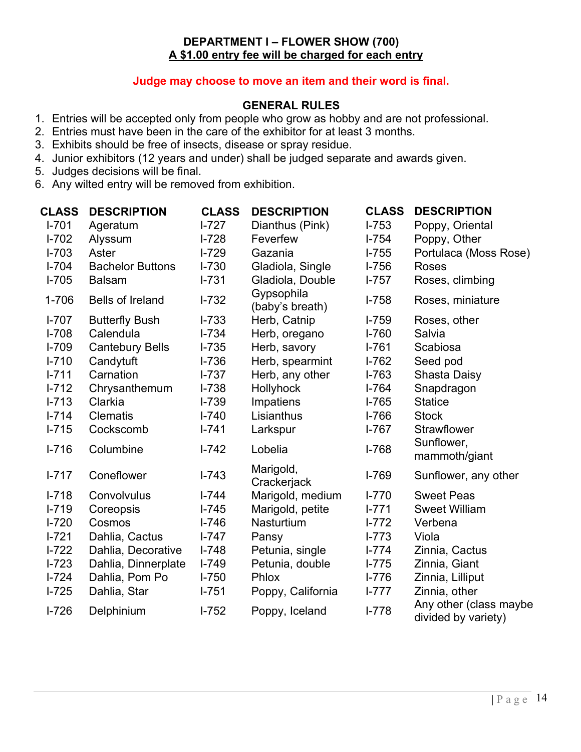**DEPARTMENT I – FLOWER SHOW (700)**

**A $1.00 entry fee will be charged for each entry**

**Judge may choose to move an item and their word is final.**

**GENERAL RULES**

1. Entries will be accepted only from people who grow as hobby and are not professional.
2. Entries must have been in the care of the exhibitor for at least 3 months.
3. Exhibits should be free of insects, disease or spray residue.
4. Junior exhibitors (12 years and under) shall be judged separate and awards given.
5. Judges decisions will be final.
6. Any wilted entry will be removed from exhibition.

| CLASS | DESCRIPTION | CLASS | DESCRIPTION | CLASS | DESCRIPTION |
|---|---|---|---|---|---|
| I-701 | Ageratum | I-727 | Dianthus (Pink) | I-753 | Poppy, Oriental |
| I-702 | Alyssum | I-728 | Feverfew | I-754 | Poppy, Other |
| I-703 | Aster | I-729 | Gazania | I-755 | Portulaca (Moss Rose) |
| I-704 | Bachelor Buttons | I-730 | Gladiola, Single | I-756 | Roses |
| I-705 | Balsam | I-731 | Gladiola, Double | I-757 | Roses, climbing |
| 1-706 | Bells of Ireland | I-732 | Gypsophila (baby's breath) | I-758 | Roses, miniature |
| I-707 | Butterfly Bush | I-733 | Herb, Catnip | I-759 | Roses, other |
| I-708 | Calendula | I-734 | Herb, oregano | I-760 | Salvia |
| I-709 | Cantebury Bells | I-735 | Herb, savory | I-761 | Scabiosa |
| I-710 | Candytuft | I-736 | Herb, spearmint | I-762 | Seed pod |
| I-711 | Carnation | I-737 | Herb, any other | I-763 | Shasta Daisy |
| I-712 | Chrysanthemum | I-738 | Hollyhock | I-764 | Snapdragon |
| I-713 | Clarkia | I-739 | Impatiens | I-765 | Statice |
| I-714 | Clematis | I-740 | Lisianthus | I-766 | Stock |
| I-715 | Cockscomb | I-741 | Larkspur | I-767 | Strawflower |
| I-716 | Columbine | I-742 | Lobelia | I-768 | Sunflower, mammoth/giant |
| I-717 | Coneflower | I-743 | Marigold, Crackerjack | I-769 | Sunflower, any other |
| I-718 | Convolvulus | I-744 | Marigold, medium | I-770 | Sweet Peas |
| I-719 | Coreopsis | I-745 | Marigold, petite | I-771 | Sweet William |
| I-720 | Cosmos | I-746 | Nasturtium | I-772 | Verbena |
| I-721 | Dahlia, Cactus | I-747 | Pansy | I-773 | Viola |
| I-722 | Dahlia, Decorative | I-748 | Petunia, single | I-774 | Zinnia, Cactus |
| I-723 | Dahlia, Dinnerplate | I-749 | Petunia, double | I-775 | Zinnia, Giant |
| I-724 | Dahlia, Pom Po | I-750 | Phlox | I-776 | Zinnia, Lilliput |
| I-725 | Dahlia, Star | I-751 | Poppy, California | I-777 | Zinnia, other |
| I-726 | Delphinium | I-752 | Poppy, Iceland | I-778 | Any other (class maybe divided by variety) |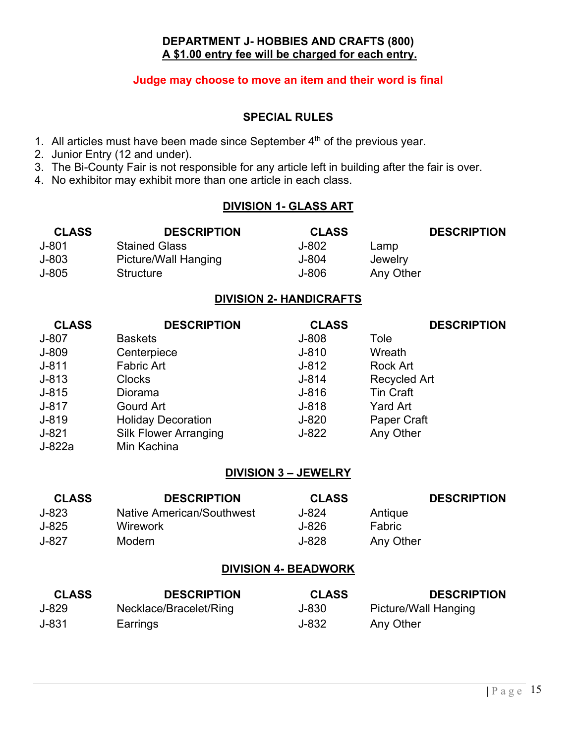**DEPARTMENT J- HOBBIES AND CRAFTS (800)**
**A $1.00 entry fee will be charged for each entry.**

**Judge may choose to move an item and their word is final**

**SPECIAL RULES**

1. All articles must have been made since September 4th of the previous year.
2. Junior Entry (12 and under).
3. The Bi-County Fair is not responsible for any article left in building after the fair is over.
4. No exhibitor may exhibit more than one article in each class.

## DIVISION 1- GLASS ART

| CLASS | DESCRIPTION | CLASS | DESCRIPTION |
|---|---|---|---|
| J-801 | Stained Glass | J-802 | Lamp |
| J-803 | Picture/Wall Hanging | J-804 | Jewelry |
| J-805 | Structure | J-806 | Any Other |

## DIVISION 2- HANDICRAFTS

| CLASS | DESCRIPTION | CLASS | DESCRIPTION |
|---|---|---|---|
| J-807 | Baskets | J-808 | Tole |
| J-809 | Centerpiece | J-810 | Wreath |
| J-811 | Fabric Art | J-812 | Rock Art |
| J-813 | Clocks | J-814 | Recycled Art |
| J-815 | Diorama | J-816 | Tin Craft |
| J-817 | Gourd Art | J-818 | Yard Art |
| J-819 | Holiday Decoration | J-820 | Paper Craft |
| J-821 | Silk Flower Arranging | J-822 | Any Other |
| J-822a | Min Kachina | | |

## DIVISION 3 – JEWELRY

| CLASS | DESCRIPTION | CLASS | DESCRIPTION |
|---|---|---|---|
| J-823 | Native American/Southwest | J-824 | Antique |
| J-825 | Wirework | J-826 | Fabric |
| J-827 | Modern | J-828 | Any Other |

## DIVISION 4- BEADWORK

| CLASS | DESCRIPTION | CLASS | DESCRIPTION |
|---|---|---|---|
| J-829 | Necklace/Bracelet/Ring | J-830 | Picture/Wall Hanging |
| J-831 | Earrings | J-832 | Any Other |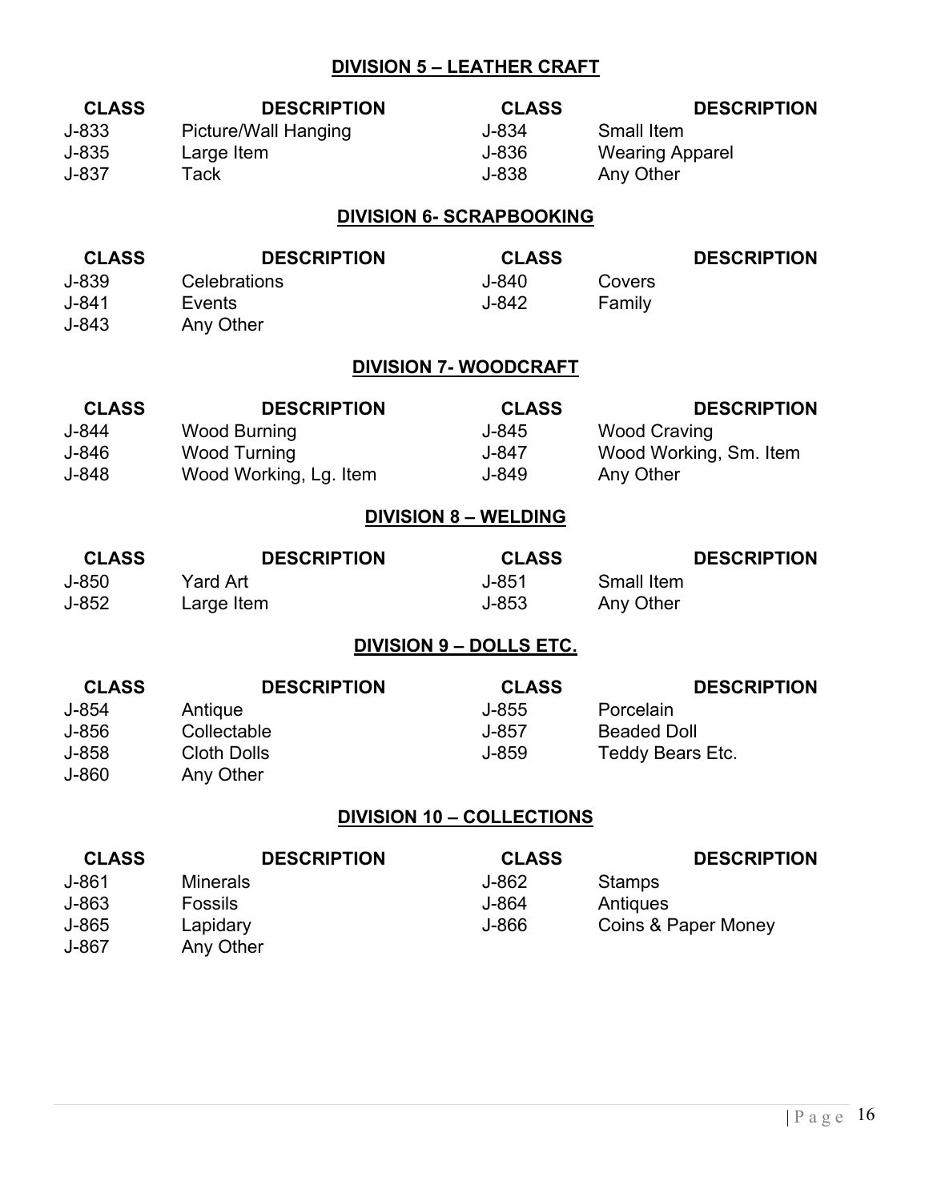## DIVISION 5 – LEATHER CRAFT

| CLASS | DESCRIPTION | CLASS | DESCRIPTION |
|---|---|---|---|
| J-833 | Picture/Wall Hanging | J-834 | Small Item |
| J-835 | Large Item | J-836 | Wearing Apparel |
| J-837 | Tack | J-838 | Any Other |

## DIVISION 6- SCRAPBOOKING

| CLASS | DESCRIPTION | CLASS | DESCRIPTION |
|---|---|---|---|
| J-839 | Celebrations | J-840 | Covers |
| J-841 | Events | J-842 | Family |
| J-843 | Any Other | | |

## DIVISION 7- WOODCRAFT

| CLASS | DESCRIPTION | CLASS | DESCRIPTION |
|---|---|---|---|
| J-844 | Wood Burning | J-845 | Wood Craving |
| J-846 | Wood Turning | J-847 | Wood Working, Sm. Item |
| J-848 | Wood Working, Lg. Item | J-849 | Any Other |

## DIVISION 8 – WELDING

| CLASS | DESCRIPTION | CLASS | DESCRIPTION |
|---|---|---|---|
| J-850 | Yard Art | J-851 | Small Item |
| J-852 | Large Item | J-853 | Any Other |

## DIVISION 9 – DOLLS ETC.

| CLASS | DESCRIPTION | CLASS | DESCRIPTION |
|---|---|---|---|
| J-854 | Antique | J-855 | Porcelain |
| J-856 | Collectable | J-857 | Beaded Doll |
| J-858 | Cloth Dolls | J-859 | Teddy Bears Etc. |
| J-860 | Any Other | | |

## DIVISION 10 – COLLECTIONS

| CLASS | DESCRIPTION | CLASS | DESCRIPTION |
|---|---|---|---|
| J-861 | Minerals | J-862 | Stamps |
| J-863 | Fossils | J-864 | Antiques |
| J-865 | Lapidary | J-866 | Coins & Paper Money |
| J-867 | Any Other | | |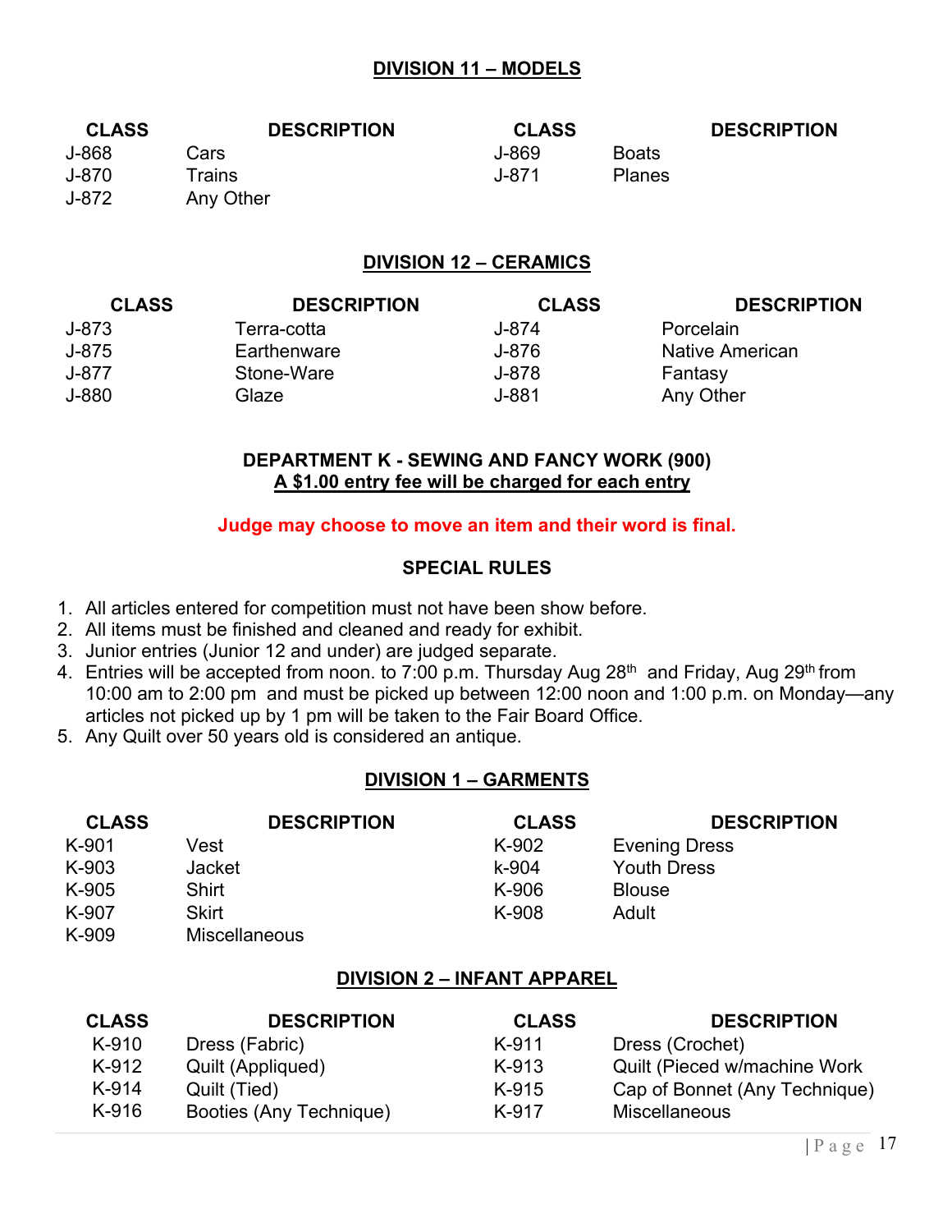## DIVISION 11 – MODELS

| CLASS | DESCRIPTION | CLASS | DESCRIPTION |
|---|---|---|---|
| J-868 | Cars | J-869 | Boats |
| J-870 | Trains | J-871 | Planes |
| J-872 | Any Other | | |

## DIVISION 12 – CERAMICS

| CLASS | DESCRIPTION | CLASS | DESCRIPTION |
|---|---|---|---|
| J-873 | Terra-cotta | J-874 | Porcelain |
| J-875 | Earthenware | J-876 | Native American |
| J-877 | Stone-Ware | J-878 | Fantasy |
| J-880 | Glaze | J-881 | Any Other |

# DEPARTMENT K - SEWING AND FANCY WORK (900)

**A $1.00 entry fee will be charged for each entry**

**Judge may choose to move an item and their word is final.**

### SPECIAL RULES

1. All articles entered for competition must not have been show before.
2. All items must be finished and cleaned and ready for exhibit.
3. Junior entries (Junior 12 and under) are judged separate.
4. Entries will be accepted from noon. to 7:00 p.m. Thursday Aug 28th and Friday, Aug 29th from 10:00 am to 2:00 pm and must be picked up between 12:00 noon and 1:00 p.m. on Monday—any articles not picked up by 1 pm will be taken to the Fair Board Office.
5. Any Quilt over 50 years old is considered an antique.

## DIVISION 1 – GARMENTS

| CLASS | DESCRIPTION | CLASS | DESCRIPTION |
|---|---|---|---|
| K-901 | Vest | K-902 | Evening Dress |
| K-903 | Jacket | k-904 | Youth Dress |
| K-905 | Shirt | K-906 | Blouse |
| K-907 | Skirt | K-908 | Adult |
| K-909 | Miscellaneous | | |

## DIVISION 2 – INFANT APPAREL

| CLASS | DESCRIPTION | CLASS | DESCRIPTION |
|---|---|---|---|
| K-910 | Dress (Fabric) | K-911 | Dress (Crochet) |
| K-912 | Quilt (Appliqued) | K-913 | Quilt (Pieced w/machine Work |
| K-914 | Quilt (Tied) | K-915 | Cap of Bonnet (Any Technique) |
| K-916 | Booties (Any Technique) | K-917 | Miscellaneous |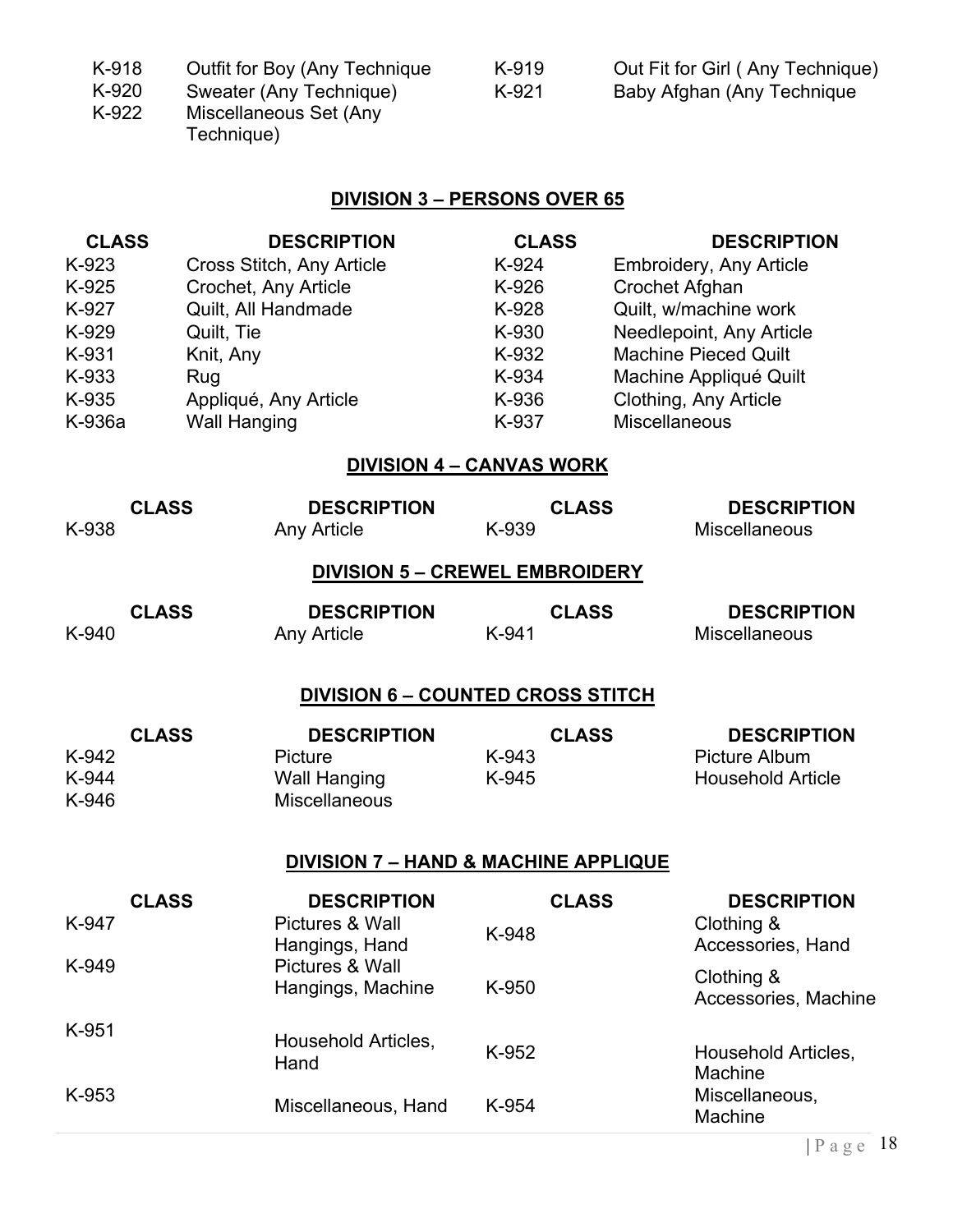| | | | |
|---|---|---|---|
| K-918 | Outfit for Boy (Any Technique | K-919 | Out Fit for Girl ( Any Technique) |
| K-920 | Sweater (Any Technique) | K-921 | Baby Afghan (Any Technique |
| K-922 | Miscellaneous Set (Any Technique) | | |

## DIVISION 3 – PERSONS OVER 65

| CLASS | DESCRIPTION | CLASS | DESCRIPTION |
|---|---|---|---|
| K-923 | Cross Stitch, Any Article | K-924 | Embroidery, Any Article |
| K-925 | Crochet, Any Article | K-926 | Crochet Afghan |
| K-927 | Quilt, All Handmade | K-928 | Quilt, w/machine work |
| K-929 | Quilt, Tie | K-930 | Needlepoint, Any Article |
| K-931 | Knit, Any | K-932 | Machine Pieced Quilt |
| K-933 | Rug | K-934 | Machine Appliqué Quilt |
| K-935 | Appliqué, Any Article | K-936 | Clothing, Any Article |
| K-936a | Wall Hanging | K-937 | Miscellaneous |

## DIVISION 4 – CANVAS WORK

| CLASS | DESCRIPTION | CLASS | DESCRIPTION |
|---|---|---|---|
| K-938 | Any Article | K-939 | Miscellaneous |

## DIVISION 5 – CREWEL EMBROIDERY

| CLASS | DESCRIPTION | CLASS | DESCRIPTION |
|---|---|---|---|
| K-940 | Any Article | K-941 | Miscellaneous |

## DIVISION 6 – COUNTED CROSS STITCH

| CLASS | DESCRIPTION | CLASS | DESCRIPTION |
|---|---|---|---|
| K-942 | Picture | K-943 | Picture Album |
| K-944 | Wall Hanging | K-945 | Household Article |
| K-946 | Miscellaneous | | |

## DIVISION 7 – HAND & MACHINE APPLIQUE

| CLASS | DESCRIPTION | CLASS | DESCRIPTION |
|---|---|---|---|
| K-947 | Pictures & Wall Hangings, Hand | K-948 | Clothing & Accessories, Hand |
| K-949 | Pictures & Wall Hangings, Machine | K-950 | Clothing & Accessories, Machine |
| K-951 | Household Articles, Hand | K-952 | Household Articles, Machine |
| K-953 | Miscellaneous, Hand | K-954 | Miscellaneous, Machine |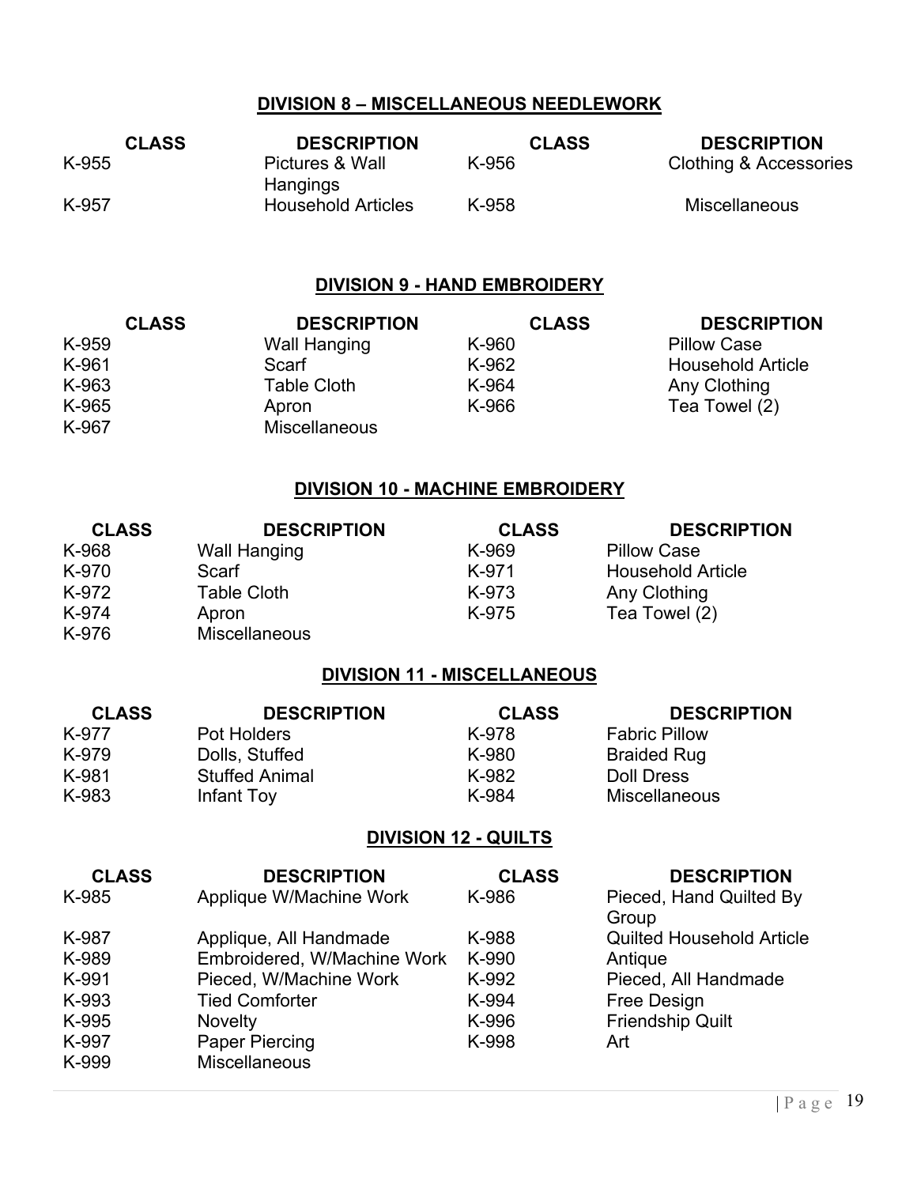## DIVISION 8 – MISCELLANEOUS NEEDLEWORK

| CLASS | DESCRIPTION | CLASS | DESCRIPTION |
| --- | --- | --- | --- |
| K-955 | Pictures & Wall Hangings | K-956 | Clothing & Accessories |
| K-957 | Household Articles | K-958 | Miscellaneous |

## DIVISION 9 - HAND EMBROIDERY

| CLASS | DESCRIPTION | CLASS | DESCRIPTION |
| --- | --- | --- | --- |
| K-959 | Wall Hanging | K-960 | Pillow Case |
| K-961 | Scarf | K-962 | Household Article |
| K-963 | Table Cloth | K-964 | Any Clothing |
| K-965 | Apron | K-966 | Tea Towel (2) |
| K-967 | Miscellaneous | | |

## DIVISION 10 - MACHINE EMBROIDERY

| CLASS | DESCRIPTION | CLASS | DESCRIPTION |
| --- | --- | --- | --- |
| K-968 | Wall Hanging | K-969 | Pillow Case |
| K-970 | Scarf | K-971 | Household Article |
| K-972 | Table Cloth | K-973 | Any Clothing |
| K-974 | Apron | K-975 | Tea Towel (2) |
| K-976 | Miscellaneous | | |

## DIVISION 11 - MISCELLANEOUS

| CLASS | DESCRIPTION | CLASS | DESCRIPTION |
| --- | --- | --- | --- |
| K-977 | Pot Holders | K-978 | Fabric Pillow |
| K-979 | Dolls, Stuffed | K-980 | Braided Rug |
| K-981 | Stuffed Animal | K-982 | Doll Dress |
| K-983 | Infant Toy | K-984 | Miscellaneous |

## DIVISION 12 - QUILTS

| CLASS | DESCRIPTION | CLASS | DESCRIPTION |
| --- | --- | --- | --- |
| K-985 | Applique W/Machine Work | K-986 | Pieced, Hand Quilted By Group |
| K-987 | Applique, All Handmade | K-988 | Quilted Household Article |
| K-989 | Embroidered, W/Machine Work | K-990 | Antique |
| K-991 | Pieced, W/Machine Work | K-992 | Pieced, All Handmade |
| K-993 | Tied Comforter | K-994 | Free Design |
| K-995 | Novelty | K-996 | Friendship Quilt |
| K-997 | Paper Piercing | K-998 | Art |
| K-999 | Miscellaneous | | |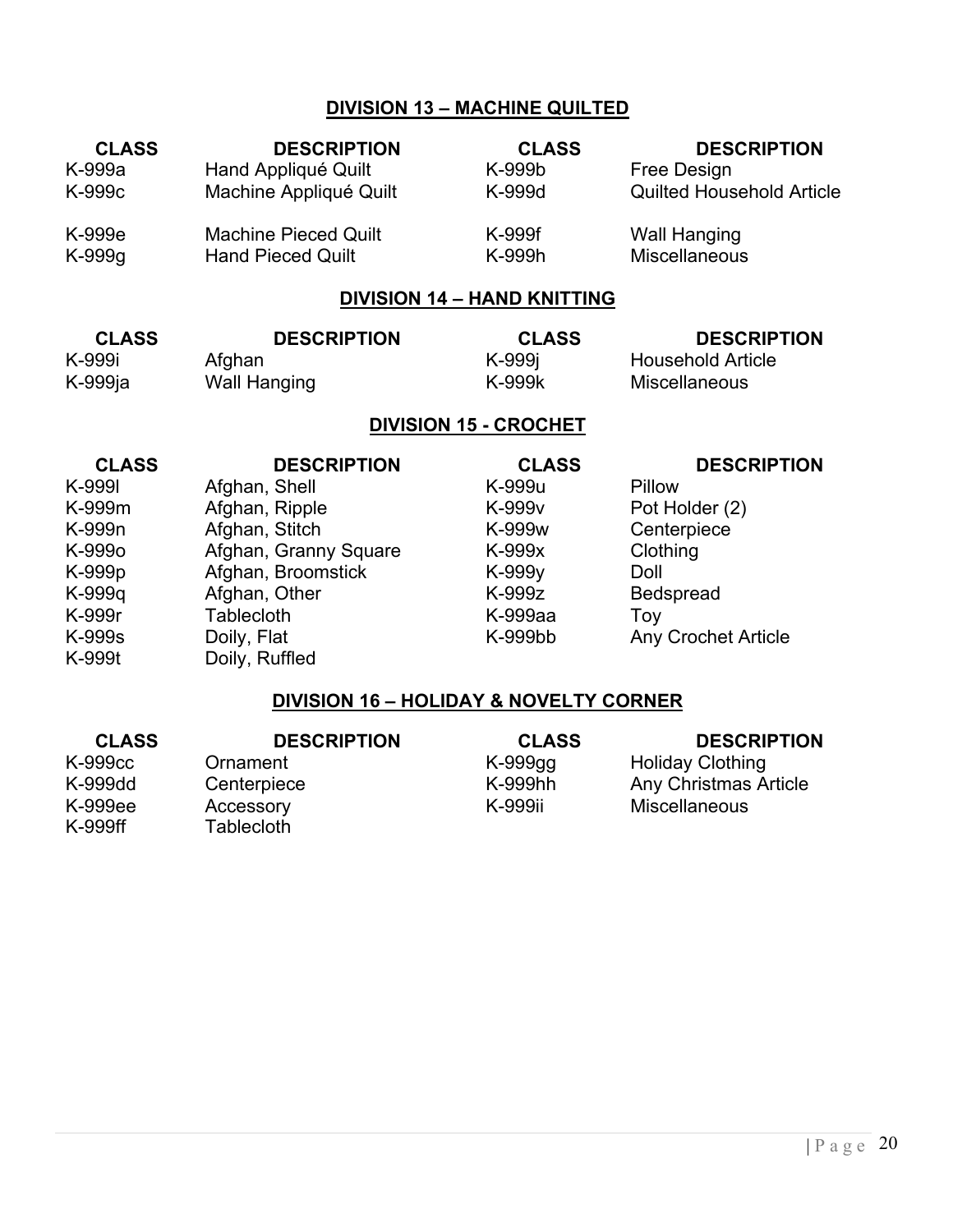## DIVISION 13 – MACHINE QUILTED

| CLASS | DESCRIPTION | CLASS | DESCRIPTION |
|---|---|---|---|
| K-999a | Hand Appliqué Quilt | K-999b | Free Design |
| K-999c | Machine Appliqué Quilt | K-999d | Quilted Household Article |
| K-999e | Machine Pieced Quilt | K-999f | Wall Hanging |
| K-999g | Hand Pieced Quilt | K-999h | Miscellaneous |

## DIVISION 14 – HAND KNITTING

| CLASS | DESCRIPTION | CLASS | DESCRIPTION |
|---|---|---|---|
| K-999i | Afghan | K-999j | Household Article |
| K-999ja | Wall Hanging | K-999k | Miscellaneous |

## DIVISION 15 - CROCHET

| CLASS | DESCRIPTION | CLASS | DESCRIPTION |
|---|---|---|---|
| K-999l | Afghan, Shell | K-999u | Pillow |
| K-999m | Afghan, Ripple | K-999v | Pot Holder (2) |
| K-999n | Afghan, Stitch | K-999w | Centerpiece |
| K-999o | Afghan, Granny Square | K-999x | Clothing |
| K-999p | Afghan, Broomstick | K-999y | Doll |
| K-999q | Afghan, Other | K-999z | Bedspread |
| K-999r | Tablecloth | K-999aa | Toy |
| K-999s | Doily, Flat | K-999bb | Any Crochet Article |
| K-999t | Doily, Ruffled | | |

## DIVISION 16 – HOLIDAY & NOVELTY CORNER

| CLASS | DESCRIPTION | CLASS | DESCRIPTION |
|---|---|---|---|
| K-999cc | Ornament | K-999gg | Holiday Clothing |
| K-999dd | Centerpiece | K-999hh | Any Christmas Article |
| K-999ee | Accessory | K-999ii | Miscellaneous |
| K-999ff | Tablecloth | | |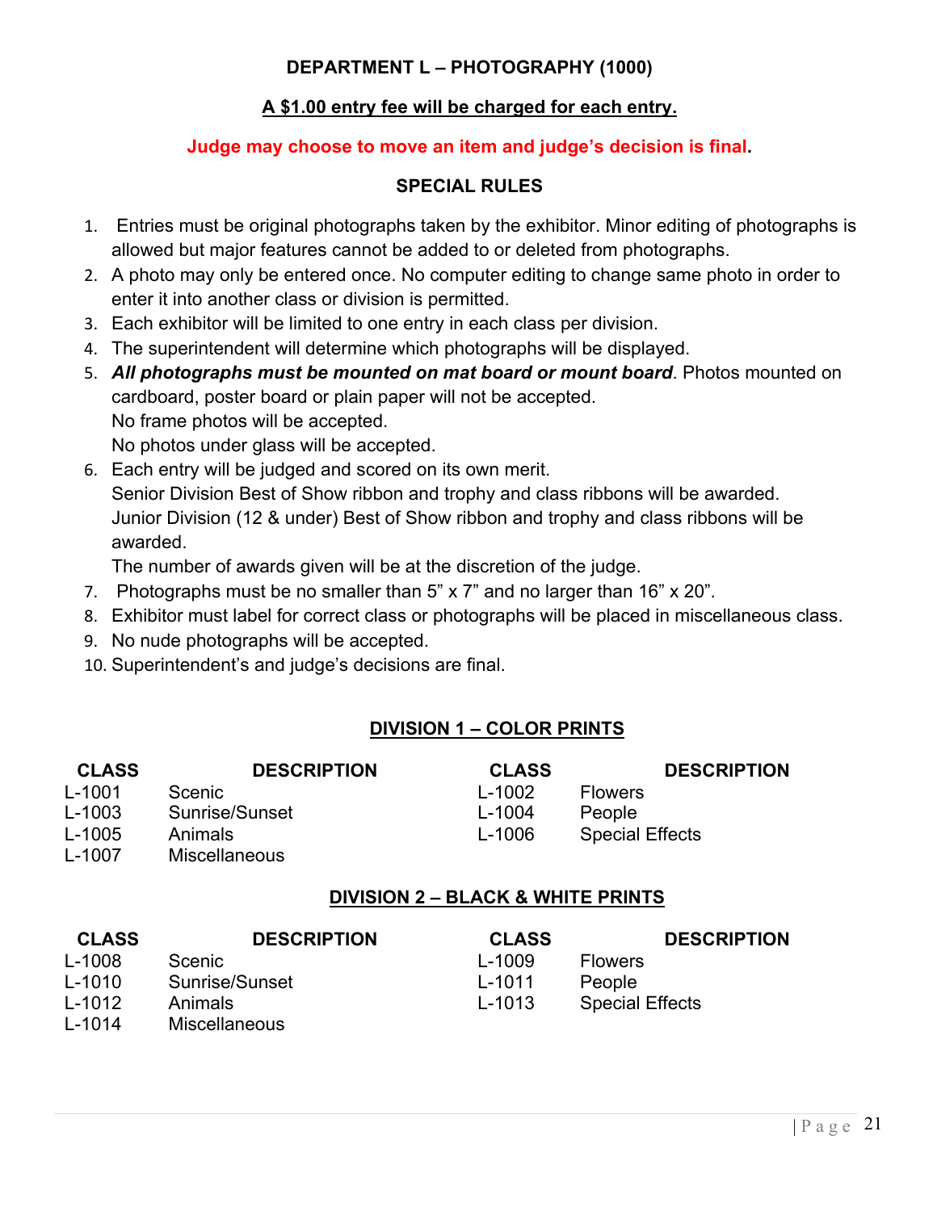# DEPARTMENT L – PHOTOGRAPHY (1000)

**A $1.00 entry fee will be charged for each entry.**

**Judge may choose to move an item and judge's decision is final.**

## SPECIAL RULES

1. Entries must be original photographs taken by the exhibitor. Minor editing of photographs is allowed but major features cannot be added to or deleted from photographs.
2. A photo may only be entered once. No computer editing to change same photo in order to enter it into another class or division is permitted.
3. Each exhibitor will be limited to one entry in each class per division.
4. The superintendent will determine which photographs will be displayed.
5. ***All photographs must be mounted on mat board or mount board***. Photos mounted on cardboard, poster board or plain paper will not be accepted.
   No frame photos will be accepted.
   No photos under glass will be accepted.
6. Each entry will be judged and scored on its own merit.
   Senior Division Best of Show ribbon and trophy and class ribbons will be awarded.
   Junior Division (12 & under) Best of Show ribbon and trophy and class ribbons will be awarded.
   The number of awards given will be at the discretion of the judge.
7. Photographs must be no smaller than 5" x 7" and no larger than 16" x 20".
8. Exhibitor must label for correct class or photographs will be placed in miscellaneous class.
9. No nude photographs will be accepted.
10. Superintendent's and judge's decisions are final.

## DIVISION 1 – COLOR PRINTS

| CLASS | DESCRIPTION | CLASS | DESCRIPTION |
|---|---|---|---|
| L-1001 | Scenic | L-1002 | Flowers |
| L-1003 | Sunrise/Sunset | L-1004 | People |
| L-1005 | Animals | L-1006 | Special Effects |
| L-1007 | Miscellaneous | | |

## DIVISION 2 – BLACK & WHITE PRINTS

| CLASS | DESCRIPTION | CLASS | DESCRIPTION |
|---|---|---|---|
| L-1008 | Scenic | L-1009 | Flowers |
| L-1010 | Sunrise/Sunset | L-1011 | People |
| L-1012 | Animals | L-1013 | Special Effects |
| L-1014 | Miscellaneous | | |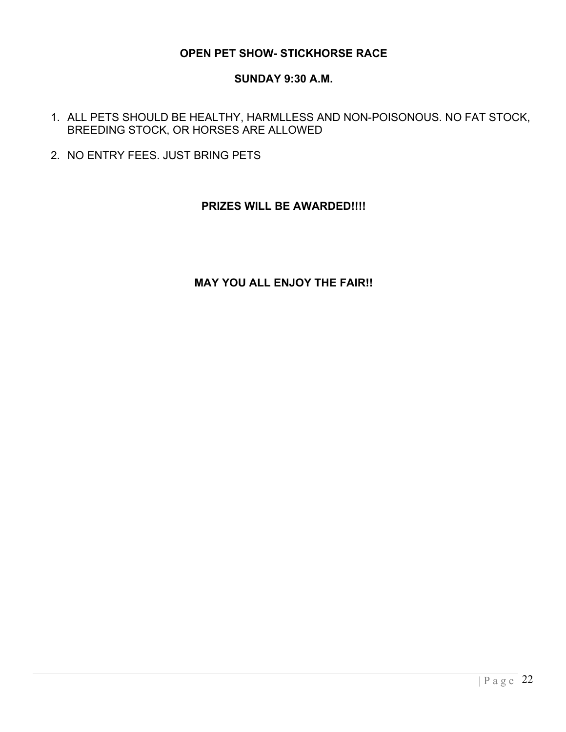**OPEN PET SHOW- STICKHORSE RACE**

**SUNDAY 9:30 A.M.**

1. ALL PETS SHOULD BE HEALTHY, HARMLLESS AND NON-POISONOUS. NO FAT STOCK, BREEDING STOCK, OR HORSES ARE ALLOWED
2. NO ENTRY FEES. JUST BRING PETS

**PRIZES WILL BE AWARDED!!!!**

**MAY YOU ALL ENJOY THE FAIR!!**